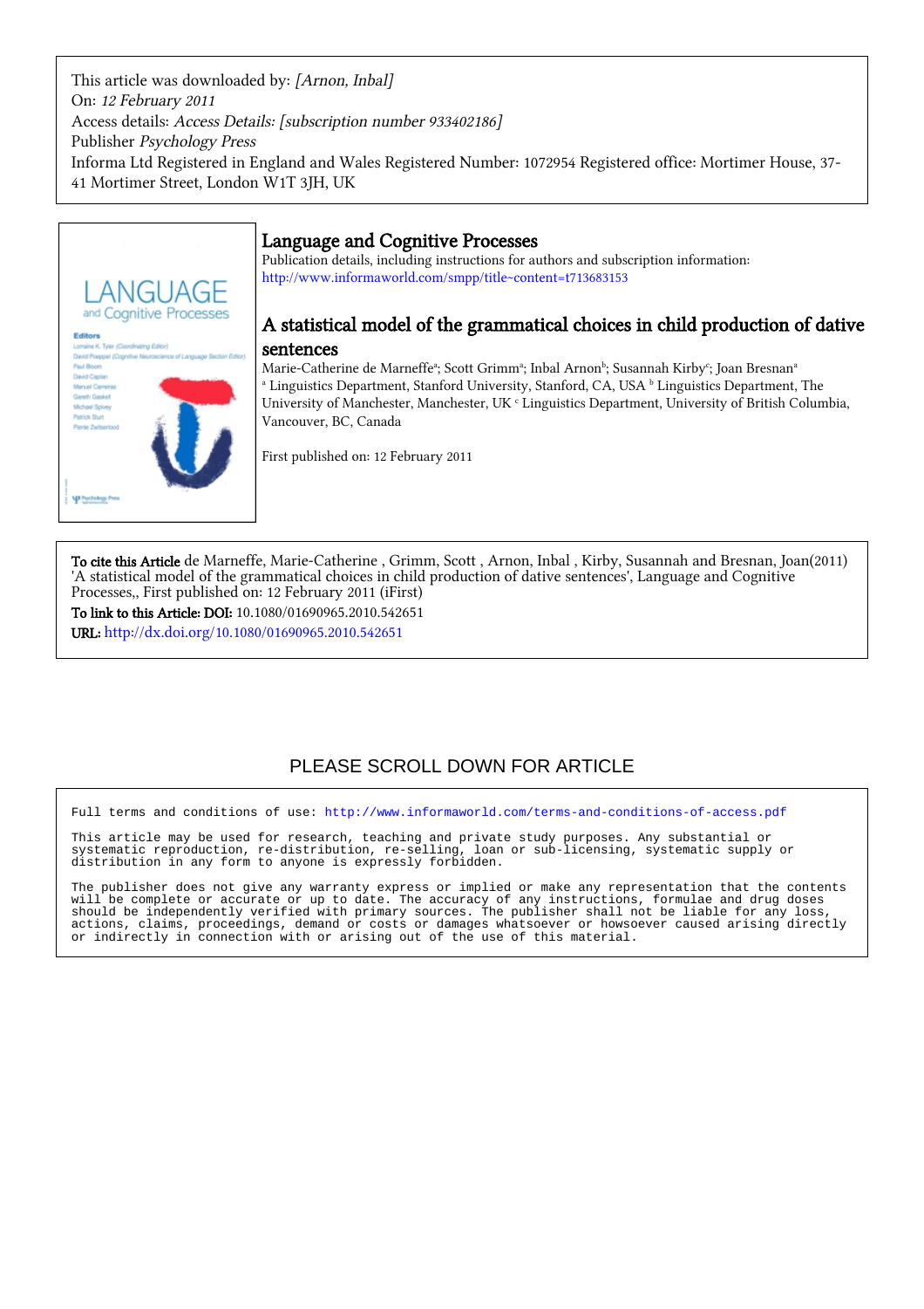This article was downloaded by: *[Arnon, Inbal]*
On: *12 February 2011*
Access details: *Access Details: [subscription number 933402186]*
Publisher *Psychology Press*
Informa Ltd Registered in England and Wales Registered Number: 1072954 Registered office: Mortimer House, 37-41 Mortimer Street, London W1T 3JH, UK

# Language and Cognitive Processes

Publication details, including instructions for authors and subscription information:
http://www.informaworld.com/smpp/title~content=t713683153

## A statistical model of the grammatical choices in child production of dative sentences

Marie-Catherine de Marneffe[a]; Scott Grimm[a]; Inbal Arnon[b]; Susannah Kirby[c]; Joan Bresnan[a]
[a] Linguistics Department, Stanford University, Stanford, CA, USA [b] Linguistics Department, The University of Manchester, Manchester, UK [c] Linguistics Department, University of British Columbia, Vancouver, BC, Canada

First published on: 12 February 2011

**To cite this Article** de Marneffe, Marie-Catherine , Grimm, Scott , Arnon, Inbal , Kirby, Susannah and Bresnan, Joan(2011) 'A statistical model of the grammatical choices in child production of dative sentences', Language and Cognitive Processes,, First published on: 12 February 2011 (iFirst)

**To link to this Article: DOI:** 10.1080/01690965.2010.542651

**URL:** http://dx.doi.org/10.1080/01690965.2010.542651

PLEASE SCROLL DOWN FOR ARTICLE

```
Full terms and conditions of use: http://www.informaworld.com/terms-and-conditions-of-access.pdf

This article may be used for research, teaching and private study purposes. Any substantial or
systematic reproduction, re-distribution, re-selling, loan or sub-licensing, systematic supply or
distribution in any form to anyone is expressly forbidden.

The publisher does not give any warranty express or implied or make any representation that the contents
will be complete or accurate or up to date. The accuracy of any instructions, formulae and drug doses
should be independently verified with primary sources. The publisher shall not be liable for any loss,
actions, claims, proceedings, demand or costs or damages whatsoever or howsoever caused arising directly
or indirectly in connection with or arising out of the use of this material.
```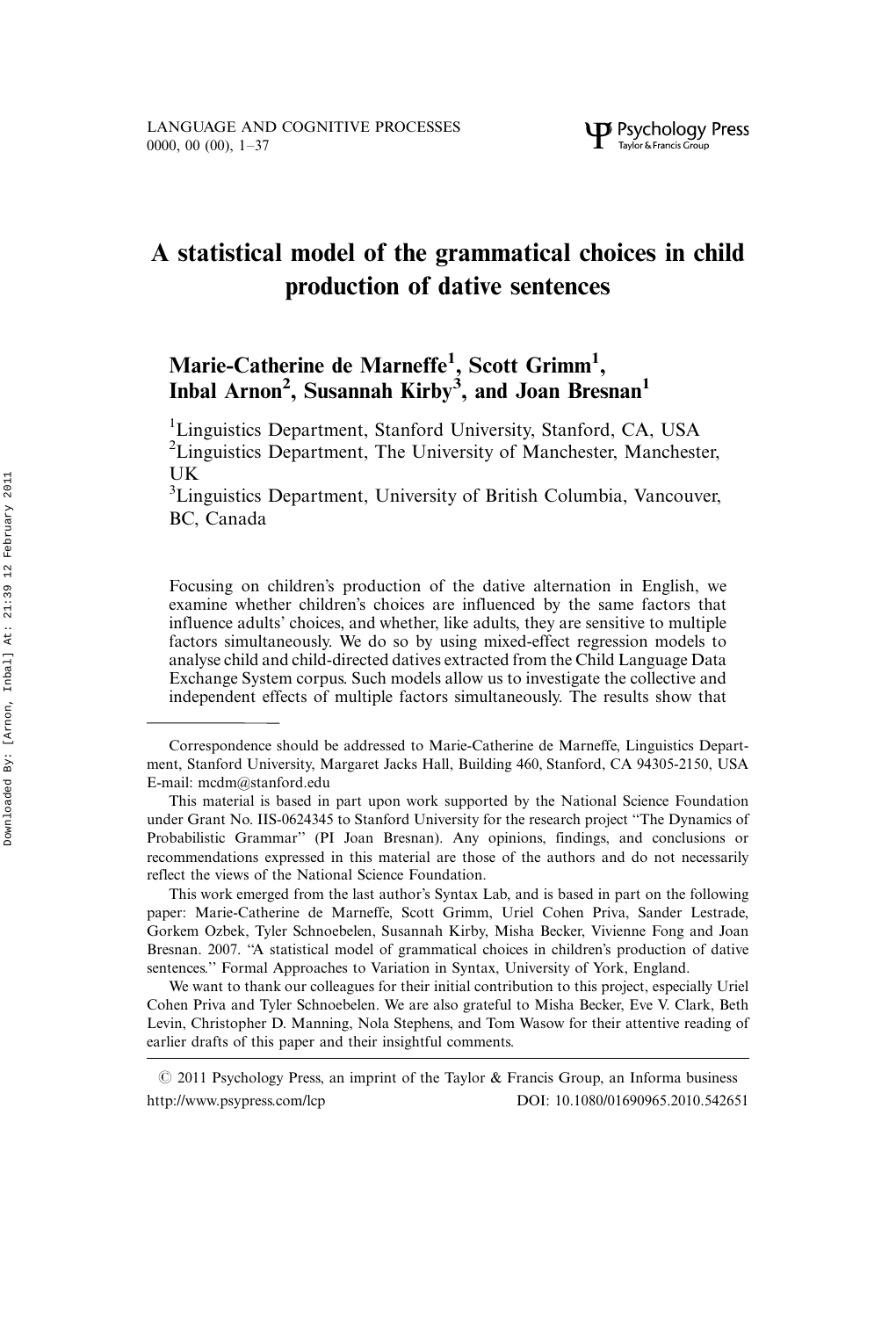# A statistical model of the grammatical choices in child production of dative sentences

**Marie-Catherine de Marneffe[1], Scott Grimm[1], Inbal Arnon[2], Susannah Kirby[3], and Joan Bresnan[1]**

[1]Linguistics Department, Stanford University, Stanford, CA, USA
[2]Linguistics Department, The University of Manchester, Manchester, UK
[3]Linguistics Department, University of British Columbia, Vancouver, BC, Canada

Focusing on children's production of the dative alternation in English, we examine whether children's choices are influenced by the same factors that influence adults' choices, and whether, like adults, they are sensitive to multiple factors simultaneously. We do so by using mixed-effect regression models to analyse child and child-directed datives extracted from the Child Language Data Exchange System corpus. Such models allow us to investigate the collective and independent effects of multiple factors simultaneously. The results show that

---

Correspondence should be addressed to Marie-Catherine de Marneffe, Linguistics Department, Stanford University, Margaret Jacks Hall, Building 460, Stanford, CA 94305-2150, USA E-mail: mcdm@stanford.edu

This material is based in part upon work supported by the National Science Foundation under Grant No. IIS-0624345 to Stanford University for the research project "The Dynamics of Probabilistic Grammar" (PI Joan Bresnan). Any opinions, findings, and conclusions or recommendations expressed in this material are those of the authors and do not necessarily reflect the views of the National Science Foundation.

This work emerged from the last author's Syntax Lab, and is based in part on the following paper: Marie-Catherine de Marneffe, Scott Grimm, Uriel Cohen Priva, Sander Lestrade, Gorkem Ozbek, Tyler Schnoebelen, Susannah Kirby, Misha Becker, Vivienne Fong and Joan Bresnan. 2007. "A statistical model of grammatical choices in children's production of dative sentences." Formal Approaches to Variation in Syntax, University of York, England.

We want to thank our colleagues for their initial contribution to this project, especially Uriel Cohen Priva and Tyler Schnoebelen. We are also grateful to Misha Becker, Eve V. Clark, Beth Levin, Christopher D. Manning, Nola Stephens, and Tom Wasow for their attentive reading of earlier drafts of this paper and their insightful comments.

© 2011 Psychology Press, an imprint of the Taylor & Francis Group, an Informa business
http://www.psypress.com/lcp DOI: 10.1080/01690965.2010.542651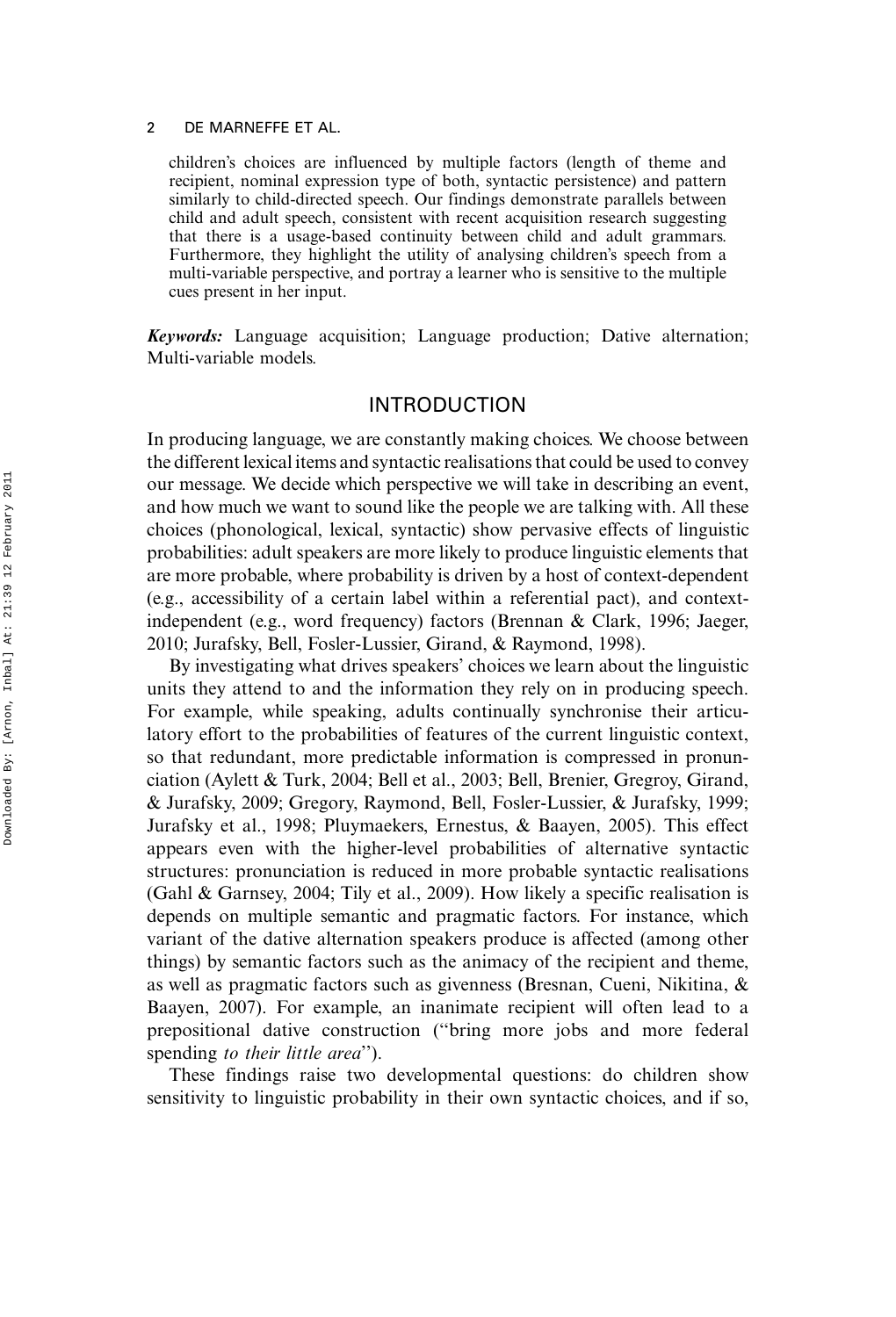children's choices are influenced by multiple factors (length of theme and recipient, nominal expression type of both, syntactic persistence) and pattern similarly to child-directed speech. Our findings demonstrate parallels between child and adult speech, consistent with recent acquisition research suggesting that there is a usage-based continuity between child and adult grammars. Furthermore, they highlight the utility of analysing children's speech from a multi-variable perspective, and portray a learner who is sensitive to the multiple cues present in her input.

***Keywords:*** Language acquisition; Language production; Dative alternation; Multi-variable models.

## INTRODUCTION

In producing language, we are constantly making choices. We choose between the different lexical items and syntactic realisations that could be used to convey our message. We decide which perspective we will take in describing an event, and how much we want to sound like the people we are talking with. All these choices (phonological, lexical, syntactic) show pervasive effects of linguistic probabilities: adult speakers are more likely to produce linguistic elements that are more probable, where probability is driven by a host of context-dependent (e.g., accessibility of a certain label within a referential pact), and context-independent (e.g., word frequency) factors (Brennan & Clark, 1996; Jaeger, 2010; Jurafsky, Bell, Fosler-Lussier, Girand, & Raymond, 1998).

By investigating what drives speakers' choices we learn about the linguistic units they attend to and the information they rely on in producing speech. For example, while speaking, adults continually synchronise their articulatory effort to the probabilities of features of the current linguistic context, so that redundant, more predictable information is compressed in pronunciation (Aylett & Turk, 2004; Bell et al., 2003; Bell, Brenier, Gregroy, Girand, & Jurafsky, 2009; Gregory, Raymond, Bell, Fosler-Lussier, & Jurafsky, 1999; Jurafsky et al., 1998; Pluymaekers, Ernestus, & Baayen, 2005). This effect appears even with the higher-level probabilities of alternative syntactic structures: pronunciation is reduced in more probable syntactic realisations (Gahl & Garnsey, 2004; Tily et al., 2009). How likely a specific realisation is depends on multiple semantic and pragmatic factors. For instance, which variant of the dative alternation speakers produce is affected (among other things) by semantic factors such as the animacy of the recipient and theme, as well as pragmatic factors such as givenness (Bresnan, Cueni, Nikitina, & Baayen, 2007). For example, an inanimate recipient will often lead to a prepositional dative construction ("bring more jobs and more federal spending *to their little area*").

These findings raise two developmental questions: do children show sensitivity to linguistic probability in their own syntactic choices, and if so,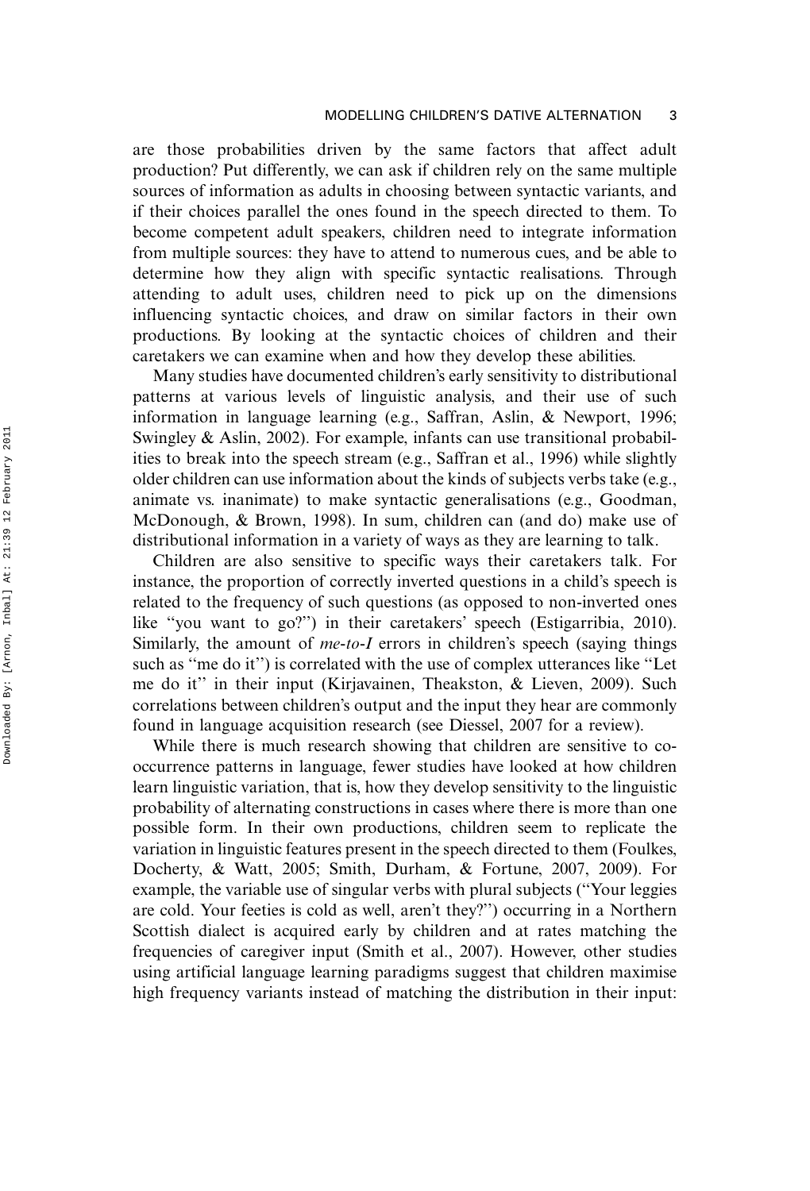are those probabilities driven by the same factors that affect adult production? Put differently, we can ask if children rely on the same multiple sources of information as adults in choosing between syntactic variants, and if their choices parallel the ones found in the speech directed to them. To become competent adult speakers, children need to integrate information from multiple sources: they have to attend to numerous cues, and be able to determine how they align with specific syntactic realisations. Through attending to adult uses, children need to pick up on the dimensions influencing syntactic choices, and draw on similar factors in their own productions. By looking at the syntactic choices of children and their caretakers we can examine when and how they develop these abilities.

Many studies have documented children's early sensitivity to distributional patterns at various levels of linguistic analysis, and their use of such information in language learning (e.g., Saffran, Aslin, & Newport, 1996; Swingley & Aslin, 2002). For example, infants can use transitional probabilities to break into the speech stream (e.g., Saffran et al., 1996) while slightly older children can use information about the kinds of subjects verbs take (e.g., animate vs. inanimate) to make syntactic generalisations (e.g., Goodman, McDonough, & Brown, 1998). In sum, children can (and do) make use of distributional information in a variety of ways as they are learning to talk.

Children are also sensitive to specific ways their caretakers talk. For instance, the proportion of correctly inverted questions in a child's speech is related to the frequency of such questions (as opposed to non-inverted ones like "you want to go?") in their caretakers' speech (Estigarribia, 2010). Similarly, the amount of *me-to-I* errors in children's speech (saying things such as "me do it") is correlated with the use of complex utterances like "Let me do it" in their input (Kirjavainen, Theakston, & Lieven, 2009). Such correlations between children's output and the input they hear are commonly found in language acquisition research (see Diessel, 2007 for a review).

While there is much research showing that children are sensitive to co-occurrence patterns in language, fewer studies have looked at how children learn linguistic variation, that is, how they develop sensitivity to the linguistic probability of alternating constructions in cases where there is more than one possible form. In their own productions, children seem to replicate the variation in linguistic features present in the speech directed to them (Foulkes, Docherty, & Watt, 2005; Smith, Durham, & Fortune, 2007, 2009). For example, the variable use of singular verbs with plural subjects ("Your leggies are cold. Your feeties is cold as well, aren't they?") occurring in a Northern Scottish dialect is acquired early by children and at rates matching the frequencies of caregiver input (Smith et al., 2007). However, other studies using artificial language learning paradigms suggest that children maximise high frequency variants instead of matching the distribution in their input: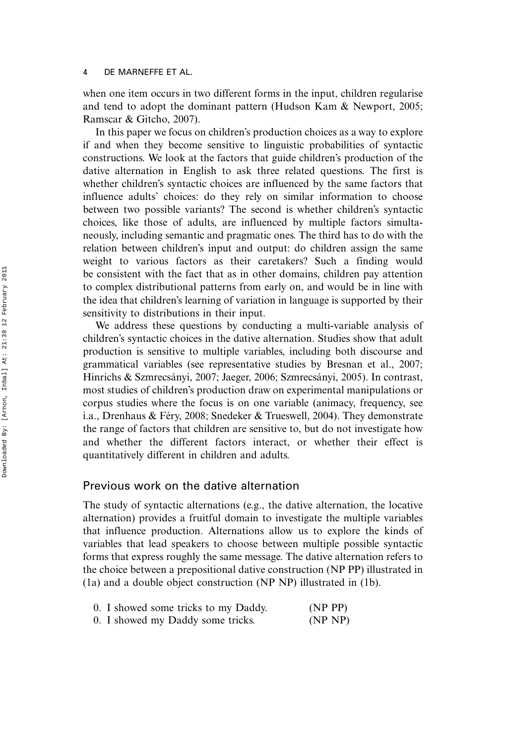when one item occurs in two different forms in the input, children regularise and tend to adopt the dominant pattern (Hudson Kam & Newport, 2005; Ramscar & Gitcho, 2007).

In this paper we focus on children's production choices as a way to explore if and when they become sensitive to linguistic probabilities of syntactic constructions. We look at the factors that guide children's production of the dative alternation in English to ask three related questions. The first is whether children's syntactic choices are influenced by the same factors that influence adults' choices: do they rely on similar information to choose between two possible variants? The second is whether children's syntactic choices, like those of adults, are influenced by multiple factors simultaneously, including semantic and pragmatic ones. The third has to do with the relation between children's input and output: do children assign the same weight to various factors as their caretakers? Such a finding would be consistent with the fact that as in other domains, children pay attention to complex distributional patterns from early on, and would be in line with the idea that children's learning of variation in language is supported by their sensitivity to distributions in their input.

We address these questions by conducting a multi-variable analysis of children's syntactic choices in the dative alternation. Studies show that adult production is sensitive to multiple variables, including both discourse and grammatical variables (see representative studies by Bresnan et al., 2007; Hinrichs & Szmrecsányi, 2007; Jaeger, 2006; Szmrecsányi, 2005). In contrast, most studies of children's production draw on experimental manipulations or corpus studies where the focus is on one variable (animacy, frequency, see i.a., Drenhaus & Féry, 2008; Snedeker & Trueswell, 2004). They demonstrate the range of factors that children are sensitive to, but do not investigate how and whether the different factors interact, or whether their effect is quantitatively different in children and adults.

## Previous work on the dative alternation

The study of syntactic alternations (e.g., the dative alternation, the locative alternation) provides a fruitful domain to investigate the multiple variables that influence production. Alternations allow us to explore the kinds of variables that lead speakers to choose between multiple possible syntactic forms that express roughly the same message. The dative alternation refers to the choice between a prepositional dative construction (NP PP) illustrated in (1a) and a double object construction (NP NP) illustrated in (1b).

0. I showed some tricks to my Daddy. (NP PP)
0. I showed my Daddy some tricks. (NP NP)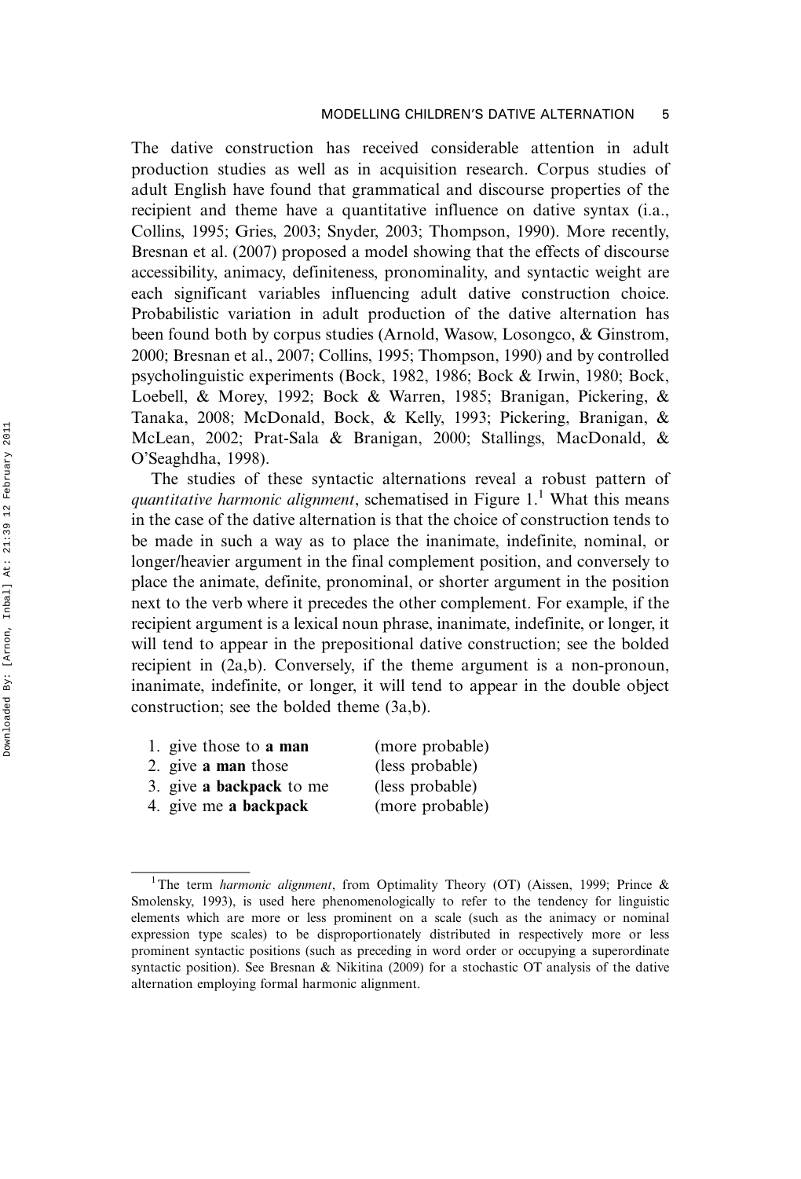The dative construction has received considerable attention in adult production studies as well as in acquisition research. Corpus studies of adult English have found that grammatical and discourse properties of the recipient and theme have a quantitative influence on dative syntax (i.a., Collins, 1995; Gries, 2003; Snyder, 2003; Thompson, 1990). More recently, Bresnan et al. (2007) proposed a model showing that the effects of discourse accessibility, animacy, definiteness, pronominality, and syntactic weight are each significant variables influencing adult dative construction choice. Probabilistic variation in adult production of the dative alternation has been found both by corpus studies (Arnold, Wasow, Losongco, & Ginstrom, 2000; Bresnan et al., 2007; Collins, 1995; Thompson, 1990) and by controlled psycholinguistic experiments (Bock, 1982, 1986; Bock & Irwin, 1980; Bock, Loebell, & Morey, 1992; Bock & Warren, 1985; Branigan, Pickering, & Tanaka, 2008; McDonald, Bock, & Kelly, 1993; Pickering, Branigan, & McLean, 2002; Prat-Sala & Branigan, 2000; Stallings, MacDonald, & O'Seaghdha, 1998).

The studies of these syntactic alternations reveal a robust pattern of *quantitative harmonic alignment*, schematised in Figure 1.[1] What this means in the case of the dative alternation is that the choice of construction tends to be made in such a way as to place the inanimate, indefinite, nominal, or longer/heavier argument in the final complement position, and conversely to place the animate, definite, pronominal, or shorter argument in the position next to the verb where it precedes the other complement. For example, if the recipient argument is a lexical noun phrase, inanimate, indefinite, or longer, it will tend to appear in the prepositional dative construction; see the bolded recipient in (2a,b). Conversely, if the theme argument is a non-pronoun, inanimate, indefinite, or longer, it will tend to appear in the double object construction; see the bolded theme (3a,b).

1. give those to **a man** (more probable)
2. give **a man** those (less probable)
3. give **a backpack** to me (less probable)
4. give me **a backpack** (more probable)

[1] The term *harmonic alignment*, from Optimality Theory (OT) (Aissen, 1999; Prince & Smolensky, 1993), is used here phenomenologically to refer to the tendency for linguistic elements which are more or less prominent on a scale (such as the animacy or nominal expression type scales) to be disproportionately distributed in respectively more or less prominent syntactic positions (such as preceding in word order or occupying a superordinate syntactic position). See Bresnan & Nikitina (2009) for a stochastic OT analysis of the dative alternation employing formal harmonic alignment.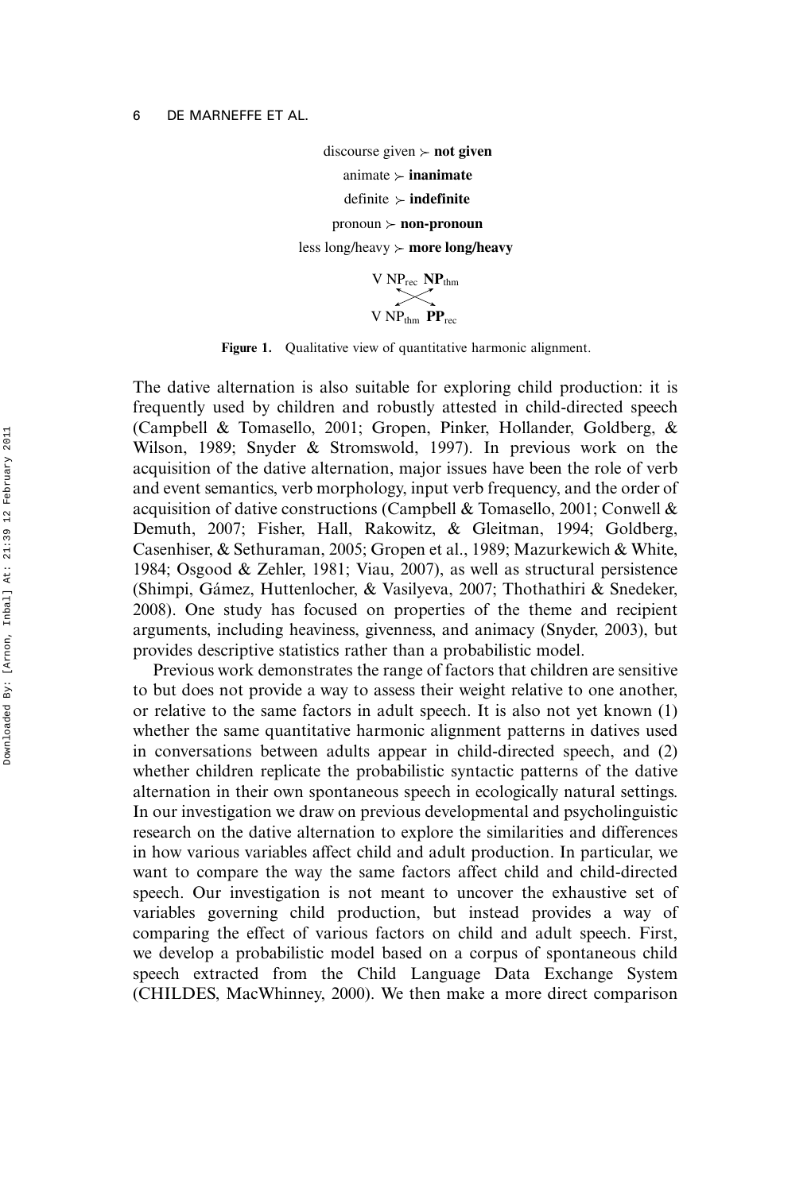discourse given ≻ **not given**

animate ≻ **inanimate**

definite ≻ **indefinite**

pronoun ≻ **non-pronoun**

less long/heavy ≻ **more long/heavy**

V $NP_{rec}$ $\mathbf{NP_{thm}}$

V $NP_{thm}$ $\mathbf{PP_{rec}}$

**Figure 1.** Qualitative view of quantitative harmonic alignment.

The dative alternation is also suitable for exploring child production: it is frequently used by children and robustly attested in child-directed speech (Campbell & Tomasello, 2001; Gropen, Pinker, Hollander, Goldberg, & Wilson, 1989; Snyder & Stromswold, 1997). In previous work on the acquisition of the dative alternation, major issues have been the role of verb and event semantics, verb morphology, input verb frequency, and the order of acquisition of dative constructions (Campbell & Tomasello, 2001; Conwell & Demuth, 2007; Fisher, Hall, Rakowitz, & Gleitman, 1994; Goldberg, Casenhiser, & Sethuraman, 2005; Gropen et al., 1989; Mazurkewich & White, 1984; Osgood & Zehler, 1981; Viau, 2007), as well as structural persistence (Shimpi, Gámez, Huttenlocher, & Vasilyeva, 2007; Thothathiri & Snedeker, 2008). One study has focused on properties of the theme and recipient arguments, including heaviness, givenness, and animacy (Snyder, 2003), but provides descriptive statistics rather than a probabilistic model.

Previous work demonstrates the range of factors that children are sensitive to but does not provide a way to assess their weight relative to one another, or relative to the same factors in adult speech. It is also not yet known (1) whether the same quantitative harmonic alignment patterns in datives used in conversations between adults appear in child-directed speech, and (2) whether children replicate the probabilistic syntactic patterns of the dative alternation in their own spontaneous speech in ecologically natural settings. In our investigation we draw on previous developmental and psycholinguistic research on the dative alternation to explore the similarities and differences in how various variables affect child and adult production. In particular, we want to compare the way the same factors affect child and child-directed speech. Our investigation is not meant to uncover the exhaustive set of variables governing child production, but instead provides a way of comparing the effect of various factors on child and adult speech. First, we develop a probabilistic model based on a corpus of spontaneous child speech extracted from the Child Language Data Exchange System (CHILDES, MacWhinney, 2000). We then make a more direct comparison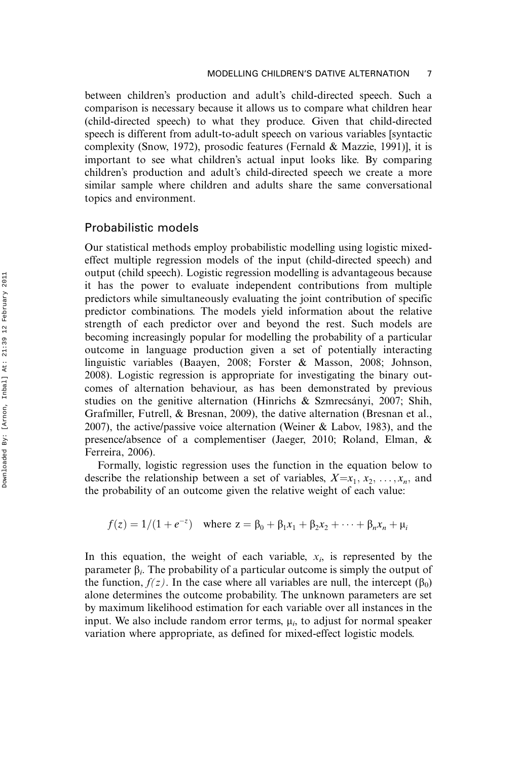between children's production and adult's child-directed speech. Such a comparison is necessary because it allows us to compare what children hear (child-directed speech) to what they produce. Given that child-directed speech is different from adult-to-adult speech on various variables [syntactic complexity (Snow, 1972), prosodic features (Fernald & Mazzie, 1991)], it is important to see what children's actual input looks like. By comparing children's production and adult's child-directed speech we create a more similar sample where children and adults share the same conversational topics and environment.

## Probabilistic models

Our statistical methods employ probabilistic modelling using logistic mixed-effect multiple regression models of the input (child-directed speech) and output (child speech). Logistic regression modelling is advantageous because it has the power to evaluate independent contributions from multiple predictors while simultaneously evaluating the joint contribution of specific predictor combinations. The models yield information about the relative strength of each predictor over and beyond the rest. Such models are becoming increasingly popular for modelling the probability of a particular outcome in language production given a set of potentially interacting linguistic variables (Baayen, 2008; Forster & Masson, 2008; Johnson, 2008). Logistic regression is appropriate for investigating the binary outcomes of alternation behaviour, as has been demonstrated by previous studies on the genitive alternation (Hinrichs & Szmrecsányi, 2007; Shih, Grafmiller, Futrell, & Bresnan, 2009), the dative alternation (Bresnan et al., 2007), the active/passive voice alternation (Weiner & Labov, 1983), and the presence/absence of a complementiser (Jaeger, 2010; Roland, Elman, & Ferreira, 2006).

Formally, logistic regression uses the function in the equation below to describe the relationship between a set of variables, $X = x_1, x_2, \ldots, x_n$, and the probability of an outcome given the relative weight of each value:

$$f(z) = 1/(1 + e^{-z}) \quad \text{where } z = \beta_0 + \beta_1 x_1 + \beta_2 x_2 + \cdots + \beta_n x_n + \mu_i$$

In this equation, the weight of each variable, $x_i$, is represented by the parameter $\beta_i$. The probability of a particular outcome is simply the output of the function, $f(z)$. In the case where all variables are null, the intercept ($\beta_0$) alone determines the outcome probability. The unknown parameters are set by maximum likelihood estimation for each variable over all instances in the input. We also include random error terms, $\mu_i$, to adjust for normal speaker variation where appropriate, as defined for mixed-effect logistic models.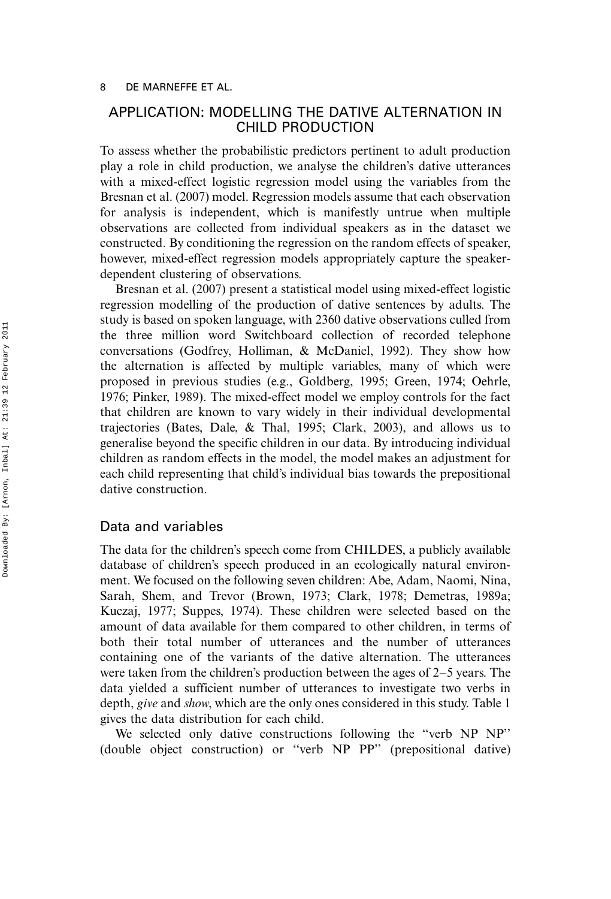## APPLICATION: MODELLING THE DATIVE ALTERNATION IN CHILD PRODUCTION

To assess whether the probabilistic predictors pertinent to adult production play a role in child production, we analyse the children's dative utterances with a mixed-effect logistic regression model using the variables from the Bresnan et al. (2007) model. Regression models assume that each observation for analysis is independent, which is manifestly untrue when multiple observations are collected from individual speakers as in the dataset we constructed. By conditioning the regression on the random effects of speaker, however, mixed-effect regression models appropriately capture the speaker-dependent clustering of observations.

Bresnan et al. (2007) present a statistical model using mixed-effect logistic regression modelling of the production of dative sentences by adults. The study is based on spoken language, with 2360 dative observations culled from the three million word Switchboard collection of recorded telephone conversations (Godfrey, Holliman, & McDaniel, 1992). They show how the alternation is affected by multiple variables, many of which were proposed in previous studies (e.g., Goldberg, 1995; Green, 1974; Oehrle, 1976; Pinker, 1989). The mixed-effect model we employ controls for the fact that children are known to vary widely in their individual developmental trajectories (Bates, Dale, & Thal, 1995; Clark, 2003), and allows us to generalise beyond the specific children in our data. By introducing individual children as random effects in the model, the model makes an adjustment for each child representing that child's individual bias towards the prepositional dative construction.

### Data and variables

The data for the children's speech come from CHILDES, a publicly available database of children's speech produced in an ecologically natural environment. We focused on the following seven children: Abe, Adam, Naomi, Nina, Sarah, Shem, and Trevor (Brown, 1973; Clark, 1978; Demetras, 1989a; Kuczaj, 1977; Suppes, 1974). These children were selected based on the amount of data available for them compared to other children, in terms of both their total number of utterances and the number of utterances containing one of the variants of the dative alternation. The utterances were taken from the children's production between the ages of 2–5 years. The data yielded a sufficient number of utterances to investigate two verbs in depth, *give* and *show*, which are the only ones considered in this study. Table 1 gives the data distribution for each child.

We selected only dative constructions following the "verb NP NP" (double object construction) or "verb NP PP" (prepositional dative)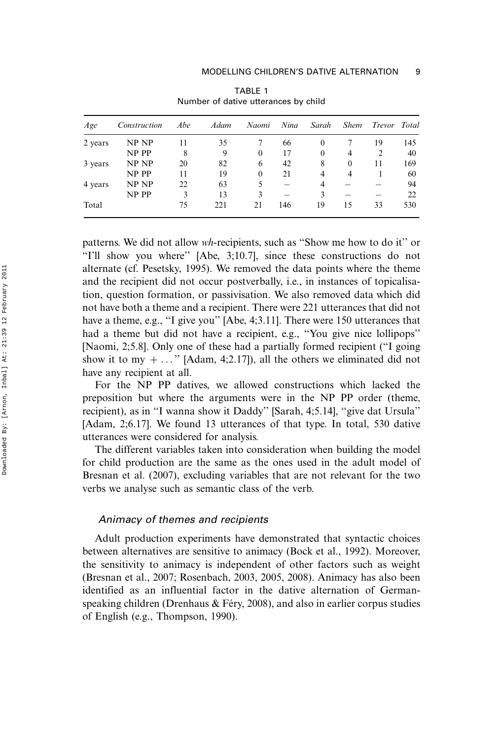TABLE 1
Number of dative utterances by child

| *Age* | *Construction* | *Abe* | *Adam* | *Naomi* | *Nina* | *Sarah* | *Shem* | *Trevor* | *Total* |
|---|---|---|---|---|---|---|---|---|---|
| 2 years | NP NP | 11 | 35 | 7 | 66 | 0 | 7 | 19 | 145 |
| | NP PP | 8 | 9 | 0 | 17 | 0 | 4 | 2 | 40 |
| 3 years | NP NP | 20 | 82 | 6 | 42 | 8 | 0 | 11 | 169 |
| | NP PP | 11 | 19 | 0 | 21 | 4 | 4 | 1 | 60 |
| 4 years | NP NP | 22 | 63 | 5 | – | 4 | – | – | 94 |
| | NP PP | 3 | 13 | 3 | – | 3 | – | – | 22 |
| Total | | 75 | 221 | 21 | 146 | 19 | 15 | 33 | 530 |

patterns. We did not allow *wh*-recipients, such as "Show me how to do it" or "I'll show you where" [Abe, 3;10.7], since these constructions do not alternate (cf. Pesetsky, 1995). We removed the data points where the theme and the recipient did not occur postverbally, i.e., in instances of topicalisation, question formation, or passivisation. We also removed data which did not have both a theme and a recipient. There were 221 utterances that did not have a theme, e.g., "I give you" [Abe, 4;3.11]. There were 150 utterances that had a theme but did not have a recipient, e.g., "You give nice lollipops" [Naomi, 2;5.8]. Only one of these had a partially formed recipient ("I going show it to my + . . ." [Adam, 4;2.17]), all the others we eliminated did not have any recipient at all.

For the NP PP datives, we allowed constructions which lacked the preposition but where the arguments were in the NP PP order (theme, recipient), as in "I wanna show it Daddy" [Sarah, 4;5.14], "give dat Ursula" [Adam, 2;6.17]. We found 13 utterances of that type. In total, 530 dative utterances were considered for analysis.

The different variables taken into consideration when building the model for child production are the same as the ones used in the adult model of Bresnan et al. (2007), excluding variables that are not relevant for the two verbs we analyse such as semantic class of the verb.

### *Animacy of themes and recipients*

Adult production experiments have demonstrated that syntactic choices between alternatives are sensitive to animacy (Bock et al., 1992). Moreover, the sensitivity to animacy is independent of other factors such as weight (Bresnan et al., 2007; Rosenbach, 2003, 2005, 2008). Animacy has also been identified as an influential factor in the dative alternation of German-speaking children (Drenhaus & Féry, 2008), and also in earlier corpus studies of English (e.g., Thompson, 1990).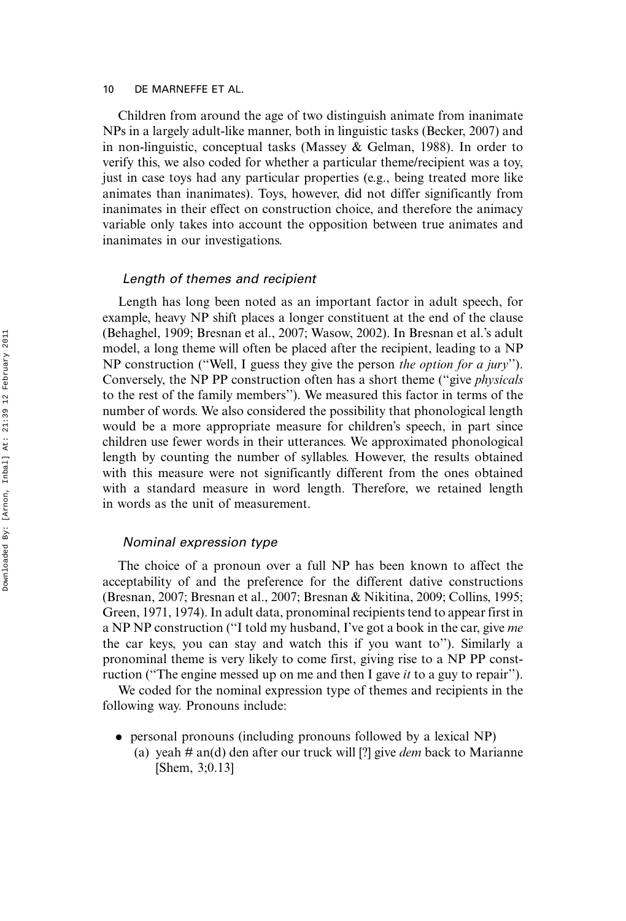Children from around the age of two distinguish animate from inanimate NPs in a largely adult-like manner, both in linguistic tasks (Becker, 2007) and in non-linguistic, conceptual tasks (Massey & Gelman, 1988). In order to verify this, we also coded for whether a particular theme/recipient was a toy, just in case toys had any particular properties (e.g., being treated more like animates than inanimates). Toys, however, did not differ significantly from inanimates in their effect on construction choice, and therefore the animacy variable only takes into account the opposition between true animates and inanimates in our investigations.

### *Length of themes and recipient*

Length has long been noted as an important factor in adult speech, for example, heavy NP shift places a longer constituent at the end of the clause (Behaghel, 1909; Bresnan et al., 2007; Wasow, 2002). In Bresnan et al.'s adult model, a long theme will often be placed after the recipient, leading to a NP NP construction ("Well, I guess they give the person *the option for a jury*"). Conversely, the NP PP construction often has a short theme ("give *physicals* to the rest of the family members"). We measured this factor in terms of the number of words. We also considered the possibility that phonological length would be a more appropriate measure for children's speech, in part since children use fewer words in their utterances. We approximated phonological length by counting the number of syllables. However, the results obtained with this measure were not significantly different from the ones obtained with a standard measure in word length. Therefore, we retained length in words as the unit of measurement.

### *Nominal expression type*

The choice of a pronoun over a full NP has been known to affect the acceptability of and the preference for the different dative constructions (Bresnan, 2007; Bresnan et al., 2007; Bresnan & Nikitina, 2009; Collins, 1995; Green, 1971, 1974). In adult data, pronominal recipients tend to appear first in a NP NP construction ("I told my husband, I've got a book in the car, give *me* the car keys, you can stay and watch this if you want to"). Similarly a pronominal theme is very likely to come first, giving rise to a NP PP construction ("The engine messed up on me and then I gave *it* to a guy to repair").

We coded for the nominal expression type of themes and recipients in the following way. Pronouns include:

- personal pronouns (including pronouns followed by a lexical NP)
  - (a) yeah # an(d) den after our truck will [?] give *dem* back to Marianne [Shem, 3;0.13]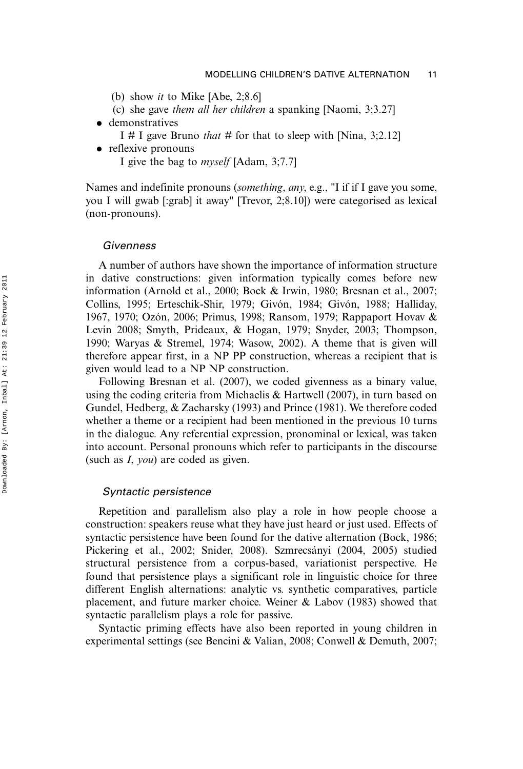(b) show *it* to Mike [Abe, 2;8.6]
(c) she gave *them all her children* a spanking [Naomi, 3;3.27]

- demonstratives
  I # I gave Bruno *that* # for that to sleep with [Nina, 3;2.12]
- reflexive pronouns
  I give the bag to *myself* [Adam, 3;7.7]

Names and indefinite pronouns (*something*, *any*, e.g., "I if if I gave you some, you I will gwab [:grab] it away" [Trevor, 2;8.10]) were categorised as lexical (non-pronouns).

### *Givenness*

A number of authors have shown the importance of information structure in dative constructions: given information typically comes before new information (Arnold et al., 2000; Bock & Irwin, 1980; Bresnan et al., 2007; Collins, 1995; Erteschik-Shir, 1979; Givón, 1984; Givón, 1988; Halliday, 1967, 1970; Ozón, 2006; Primus, 1998; Ransom, 1979; Rappaport Hovav & Levin 2008; Smyth, Prideaux, & Hogan, 1979; Snyder, 2003; Thompson, 1990; Waryas & Stremel, 1974; Wasow, 2002). A theme that is given will therefore appear first, in a NP PP construction, whereas a recipient that is given would lead to a NP NP construction.

Following Bresnan et al. (2007), we coded givenness as a binary value, using the coding criteria from Michaelis & Hartwell (2007), in turn based on Gundel, Hedberg, & Zacharsky (1993) and Prince (1981). We therefore coded whether a theme or a recipient had been mentioned in the previous 10 turns in the dialogue. Any referential expression, pronominal or lexical, was taken into account. Personal pronouns which refer to participants in the discourse (such as *I*, *you*) are coded as given.

### *Syntactic persistence*

Repetition and parallelism also play a role in how people choose a construction: speakers reuse what they have just heard or just used. Effects of syntactic persistence have been found for the dative alternation (Bock, 1986; Pickering et al., 2002; Snider, 2008). Szmrecsányi (2004, 2005) studied structural persistence from a corpus-based, variationist perspective. He found that persistence plays a significant role in linguistic choice for three different English alternations: analytic vs. synthetic comparatives, particle placement, and future marker choice. Weiner & Labov (1983) showed that syntactic parallelism plays a role for passive.

Syntactic priming effects have also been reported in young children in experimental settings (see Bencini & Valian, 2008; Conwell & Demuth, 2007;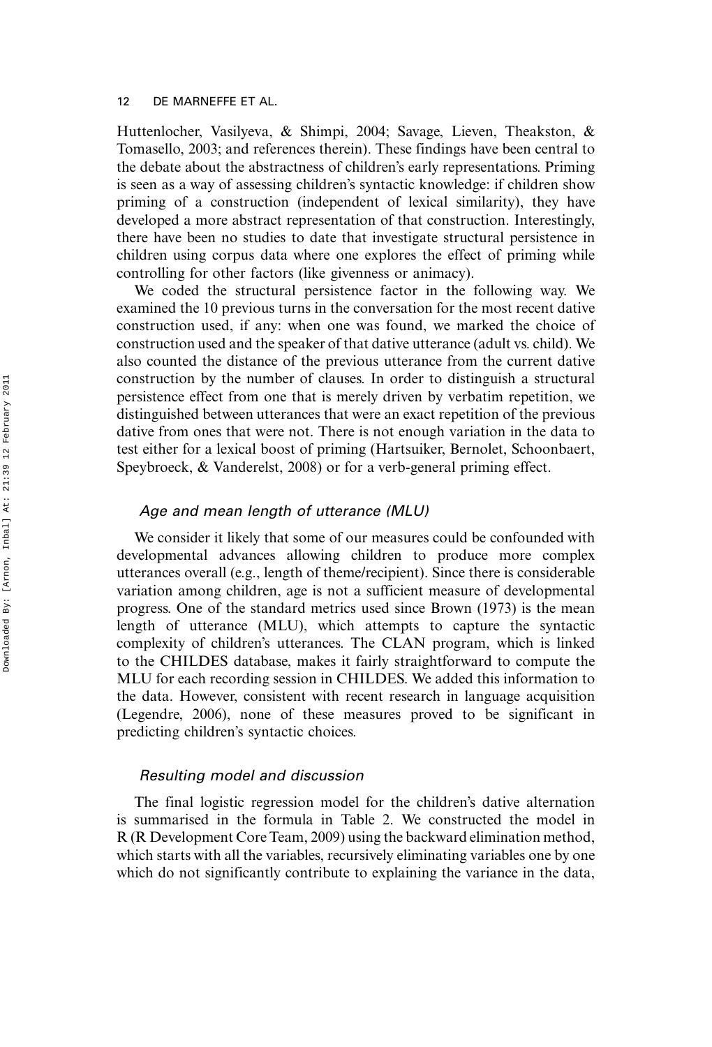Huttenlocher, Vasilyeva, & Shimpi, 2004; Savage, Lieven, Theakston, & Tomasello, 2003; and references therein). These findings have been central to the debate about the abstractness of children's early representations. Priming is seen as a way of assessing children's syntactic knowledge: if children show priming of a construction (independent of lexical similarity), they have developed a more abstract representation of that construction. Interestingly, there have been no studies to date that investigate structural persistence in children using corpus data where one explores the effect of priming while controlling for other factors (like givenness or animacy).

We coded the structural persistence factor in the following way. We examined the 10 previous turns in the conversation for the most recent dative construction used, if any: when one was found, we marked the choice of construction used and the speaker of that dative utterance (adult vs. child). We also counted the distance of the previous utterance from the current dative construction by the number of clauses. In order to distinguish a structural persistence effect from one that is merely driven by verbatim repetition, we distinguished between utterances that were an exact repetition of the previous dative from ones that were not. There is not enough variation in the data to test either for a lexical boost of priming (Hartsuiker, Bernolet, Schoonbaert, Speybroeck, & Vanderelst, 2008) or for a verb-general priming effect.

### *Age and mean length of utterance (MLU)*

We consider it likely that some of our measures could be confounded with developmental advances allowing children to produce more complex utterances overall (e.g., length of theme/recipient). Since there is considerable variation among children, age is not a sufficient measure of developmental progress. One of the standard metrics used since Brown (1973) is the mean length of utterance (MLU), which attempts to capture the syntactic complexity of children's utterances. The CLAN program, which is linked to the CHILDES database, makes it fairly straightforward to compute the MLU for each recording session in CHILDES. We added this information to the data. However, consistent with recent research in language acquisition (Legendre, 2006), none of these measures proved to be significant in predicting children's syntactic choices.

### *Resulting model and discussion*

The final logistic regression model for the children's dative alternation is summarised in the formula in Table 2. We constructed the model in R (R Development Core Team, 2009) using the backward elimination method, which starts with all the variables, recursively eliminating variables one by one which do not significantly contribute to explaining the variance in the data,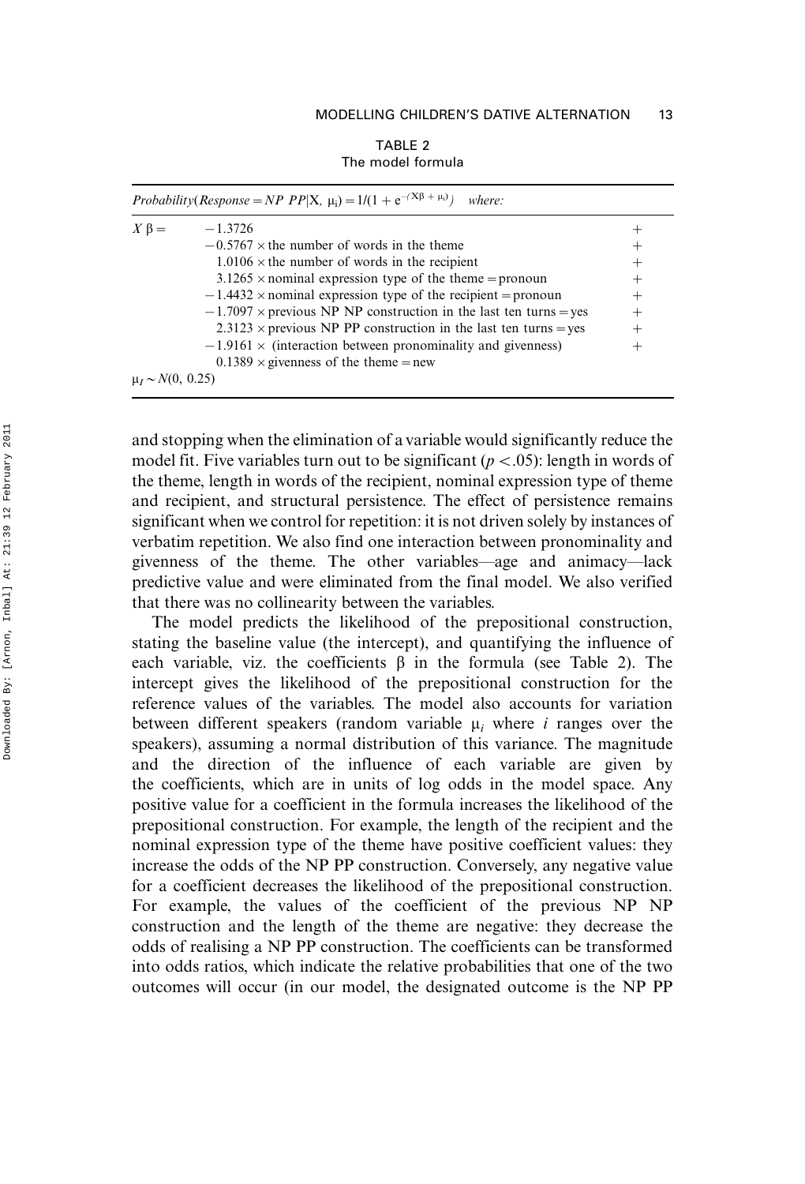TABLE 2
The model formula

| $Probability(Response = NP\ PP \mid X,\ \mu_i) = 1/(1 + e^{-(X\beta + \mu_i)})$ where: | | |
|---|---|---|
| $X\beta =$ | $-1.3726$ | + |
| | $-0.5767 \times$ the number of words in the theme | + |
| | $1.0106 \times$ the number of words in the recipient | + |
| | $3.1265 \times$ nominal expression type of the theme = pronoun | + |
| | $-1.4432 \times$ nominal expression type of the recipient = pronoun | + |
| | $-1.7097 \times$ previous NP NP construction in the last ten turns = yes | + |
| | $2.3123 \times$ previous NP PP construction in the last ten turns = yes | + |
| | $-1.9161 \times$ (interaction between pronominality and givenness) | + |
| | $0.1389 \times$ givenness of the theme = new | |
| $\mu_I \sim N(0,\ 0.25)$ | | |

and stopping when the elimination of a variable would significantly reduce the model fit. Five variables turn out to be significant ($p < .05$): length in words of the theme, length in words of the recipient, nominal expression type of theme and recipient, and structural persistence. The effect of persistence remains significant when we control for repetition: it is not driven solely by instances of verbatim repetition. We also find one interaction between pronominality and givenness of the theme. The other variables—age and animacy—lack predictive value and were eliminated from the final model. We also verified that there was no collinearity between the variables.

The model predicts the likelihood of the prepositional construction, stating the baseline value (the intercept), and quantifying the influence of each variable, viz. the coefficients $\beta$ in the formula (see Table 2). The intercept gives the likelihood of the prepositional construction for the reference values of the variables. The model also accounts for variation between different speakers (random variable $\mu_i$ where $i$ ranges over the speakers), assuming a normal distribution of this variance. The magnitude and the direction of the influence of each variable are given by the coefficients, which are in units of log odds in the model space. Any positive value for a coefficient in the formula increases the likelihood of the prepositional construction. For example, the length of the recipient and the nominal expression type of the theme have positive coefficient values: they increase the odds of the NP PP construction. Conversely, any negative value for a coefficient decreases the likelihood of the prepositional construction. For example, the values of the coefficient of the previous NP NP construction and the length of the theme are negative: they decrease the odds of realising a NP PP construction. The coefficients can be transformed into odds ratios, which indicate the relative probabilities that one of the two outcomes will occur (in our model, the designated outcome is the NP PP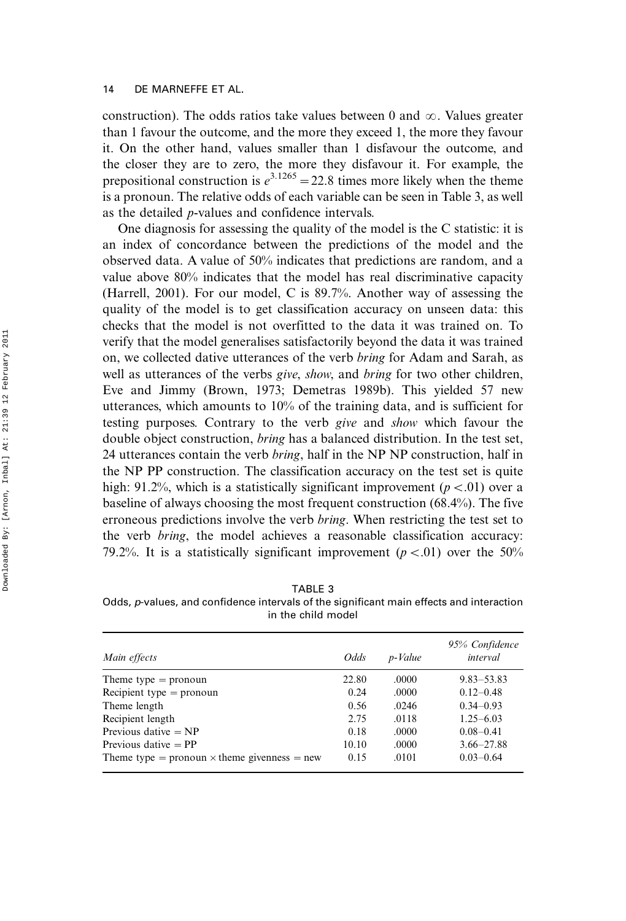construction). The odds ratios take values between 0 and $\infty$. Values greater than 1 favour the outcome, and the more they exceed 1, the more they favour it. On the other hand, values smaller than 1 disfavour the outcome, and the closer they are to zero, the more they disfavour it. For example, the prepositional construction is $e^{3.1265} = 22.8$ times more likely when the theme is a pronoun. The relative odds of each variable can be seen in Table 3, as well as the detailed *p*-values and confidence intervals.

One diagnosis for assessing the quality of the model is the C statistic: it is an index of concordance between the predictions of the model and the observed data. A value of 50% indicates that predictions are random, and a value above 80% indicates that the model has real discriminative capacity (Harrell, 2001). For our model, C is 89.7%. Another way of assessing the quality of the model is to get classification accuracy on unseen data: this checks that the model is not overfitted to the data it was trained on. To verify that the model generalises satisfactorily beyond the data it was trained on, we collected dative utterances of the verb *bring* for Adam and Sarah, as well as utterances of the verbs *give*, *show*, and *bring* for two other children, Eve and Jimmy (Brown, 1973; Demetras 1989b). This yielded 57 new utterances, which amounts to 10% of the training data, and is sufficient for testing purposes. Contrary to the verb *give* and *show* which favour the double object construction, *bring* has a balanced distribution. In the test set, 24 utterances contain the verb *bring*, half in the NP NP construction, half in the NP PP construction. The classification accuracy on the test set is quite high: 91.2%, which is a statistically significant improvement ($p < .01$) over a baseline of always choosing the most frequent construction (68.4%). The five erroneous predictions involve the verb *bring*. When restricting the test set to the verb *bring*, the model achieves a reasonable classification accuracy: 79.2%. It is a statistically significant improvement ($p < .01$) over the 50%

TABLE 3
Odds, *p*-values, and confidence intervals of the significant main effects and interaction in the child model

| *Main effects* | *Odds* | *p-Value* | *95% Confidence interval* |
|---|---|---|---|
| Theme type = pronoun | 22.80 | .0000 | 9.83–53.83 |
| Recipient type = pronoun | 0.24 | .0000 | 0.12–0.48 |
| Theme length | 0.56 | .0246 | 0.34–0.93 |
| Recipient length | 2.75 | .0118 | 1.25–6.03 |
| Previous dative = NP | 0.18 | .0000 | 0.08–0.41 |
| Previous dative = PP | 10.10 | .0000 | 3.66–27.88 |
| Theme type = pronoun × theme givenness = new | 0.15 | .0101 | 0.03–0.64 |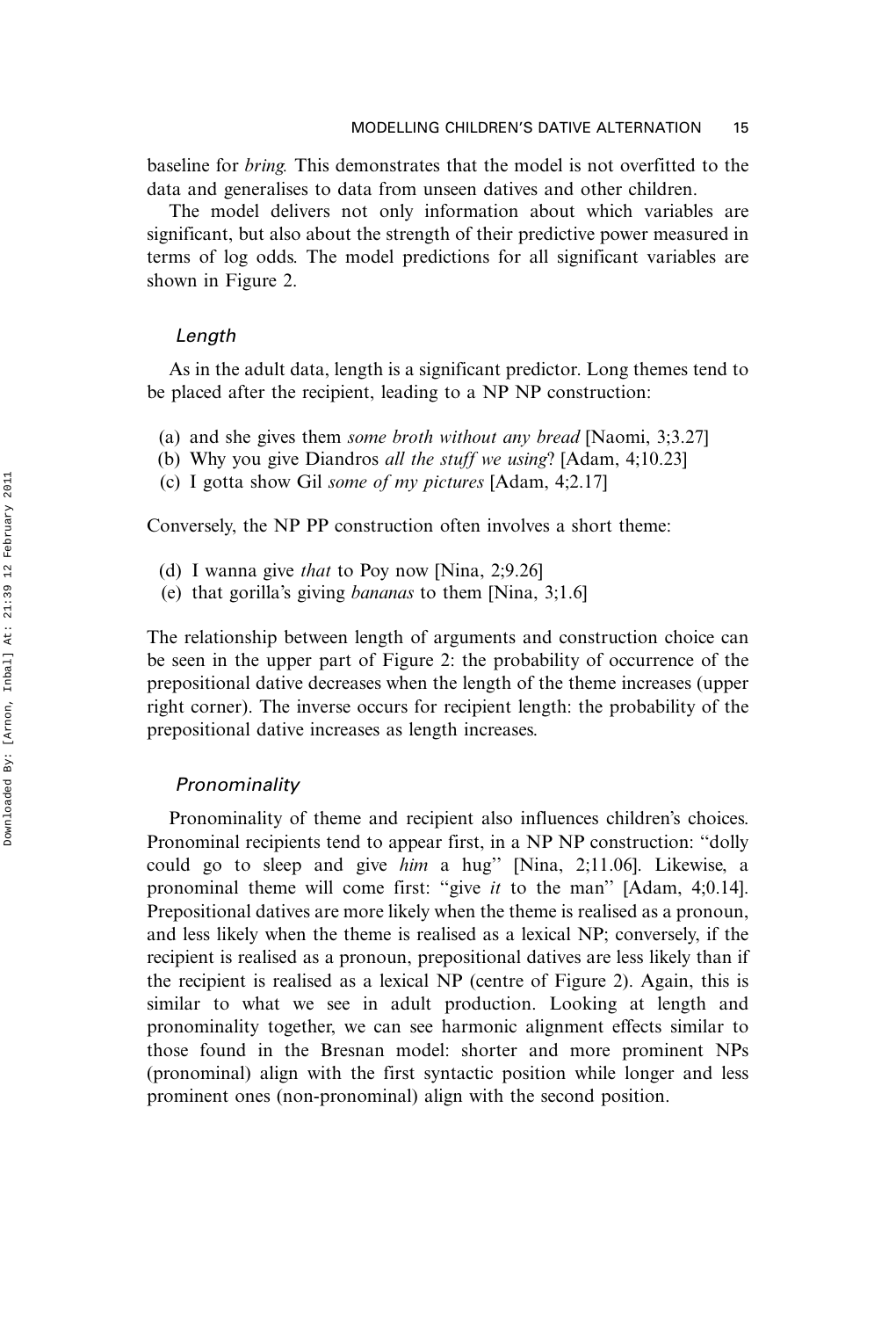baseline for *bring*. This demonstrates that the model is not overfitted to the data and generalises to data from unseen datives and other children.

The model delivers not only information about which variables are significant, but also about the strength of their predictive power measured in terms of log odds. The model predictions for all significant variables are shown in Figure 2.

### *Length*

As in the adult data, length is a significant predictor. Long themes tend to be placed after the recipient, leading to a NP NP construction:

(a) and she gives them *some broth without any bread* [Naomi, 3;3.27]
(b) Why you give Diandros *all the stuff we using*? [Adam, 4;10.23]
(c) I gotta show Gil *some of my pictures* [Adam, 4;2.17]

Conversely, the NP PP construction often involves a short theme:

(d) I wanna give *that* to Poy now [Nina, 2;9.26]
(e) that gorilla's giving *bananas* to them [Nina, 3;1.6]

The relationship between length of arguments and construction choice can be seen in the upper part of Figure 2: the probability of occurrence of the prepositional dative decreases when the length of the theme increases (upper right corner). The inverse occurs for recipient length: the probability of the prepositional dative increases as length increases.

### *Pronominality*

Pronominality of theme and recipient also influences children's choices. Pronominal recipients tend to appear first, in a NP NP construction: "dolly could go to sleep and give *him* a hug" [Nina, 2;11.06]. Likewise, a pronominal theme will come first: "give *it* to the man" [Adam, 4;0.14]. Prepositional datives are more likely when the theme is realised as a pronoun, and less likely when the theme is realised as a lexical NP; conversely, if the recipient is realised as a pronoun, prepositional datives are less likely than if the recipient is realised as a lexical NP (centre of Figure 2). Again, this is similar to what we see in adult production. Looking at length and pronominality together, we can see harmonic alignment effects similar to those found in the Bresnan model: shorter and more prominent NPs (pronominal) align with the first syntactic position while longer and less prominent ones (non-pronominal) align with the second position.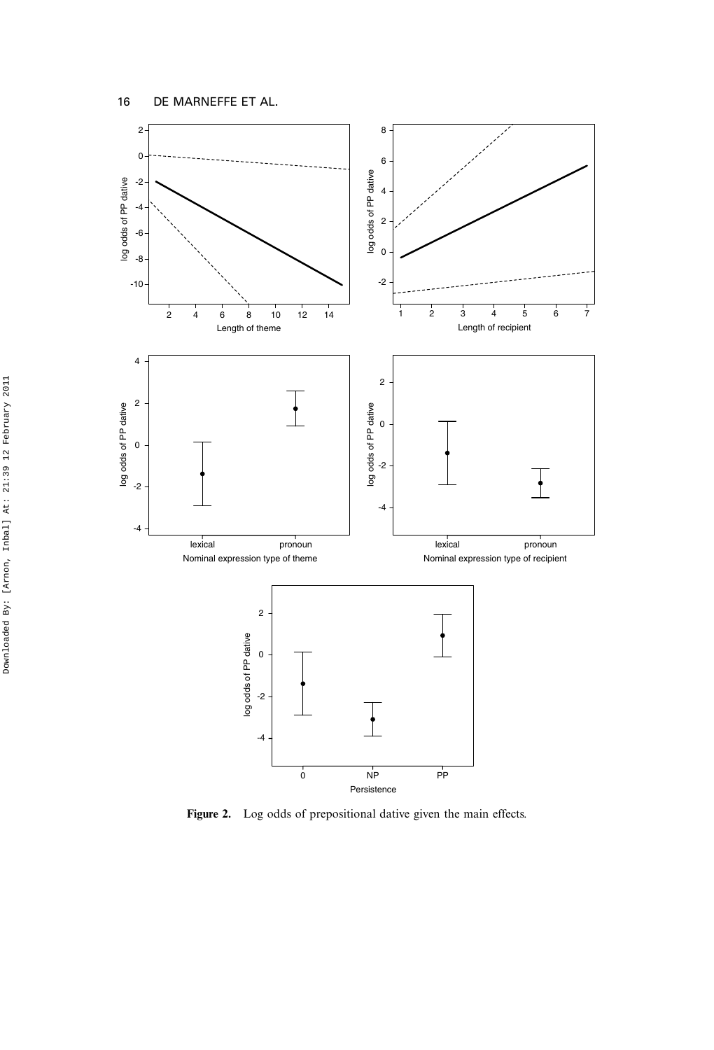Figure 2. Log odds of prepositional dative given the main effects.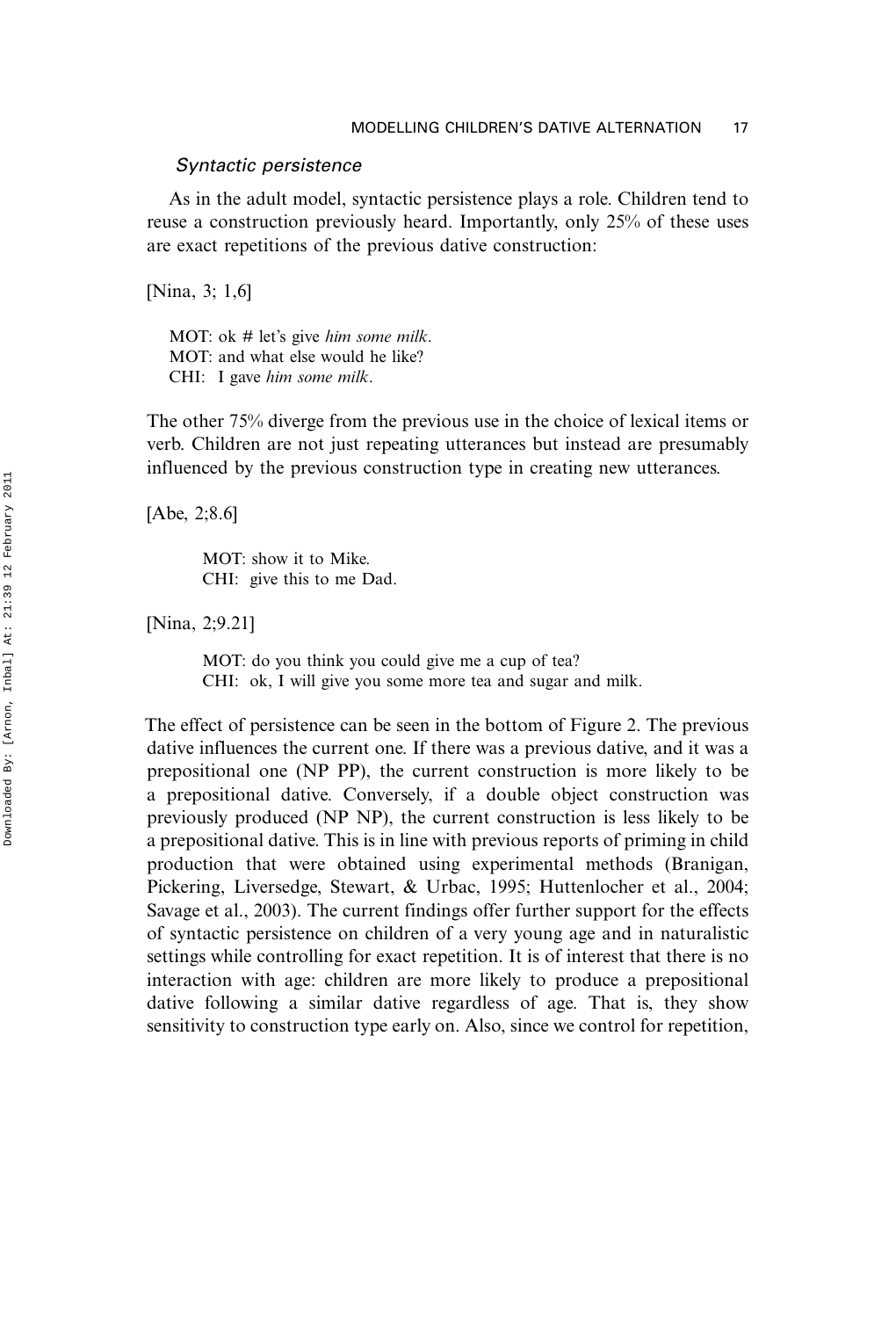### *Syntactic persistence*

As in the adult model, syntactic persistence plays a role. Children tend to reuse a construction previously heard. Importantly, only 25% of these uses are exact repetitions of the previous dative construction:

[Nina, 3; 1,6]

> MOT: ok # let's give *him some milk*.
> MOT: and what else would he like?
> CHI: I gave *him some milk*.

The other 75% diverge from the previous use in the choice of lexical items or verb. Children are not just repeating utterances but instead are presumably influenced by the previous construction type in creating new utterances.

[Abe, 2;8.6]

> MOT: show it to Mike.
> CHI: give this to me Dad.

[Nina, 2;9.21]

> MOT: do you think you could give me a cup of tea?
> CHI: ok, I will give you some more tea and sugar and milk.

The effect of persistence can be seen in the bottom of Figure 2. The previous dative influences the current one. If there was a previous dative, and it was a prepositional one (NP PP), the current construction is more likely to be a prepositional dative. Conversely, if a double object construction was previously produced (NP NP), the current construction is less likely to be a prepositional dative. This is in line with previous reports of priming in child production that were obtained using experimental methods (Branigan, Pickering, Liversedge, Stewart, & Urbac, 1995; Huttenlocher et al., 2004; Savage et al., 2003). The current findings offer further support for the effects of syntactic persistence on children of a very young age and in naturalistic settings while controlling for exact repetition. It is of interest that there is no interaction with age: children are more likely to produce a prepositional dative following a similar dative regardless of age. That is, they show sensitivity to construction type early on. Also, since we control for repetition,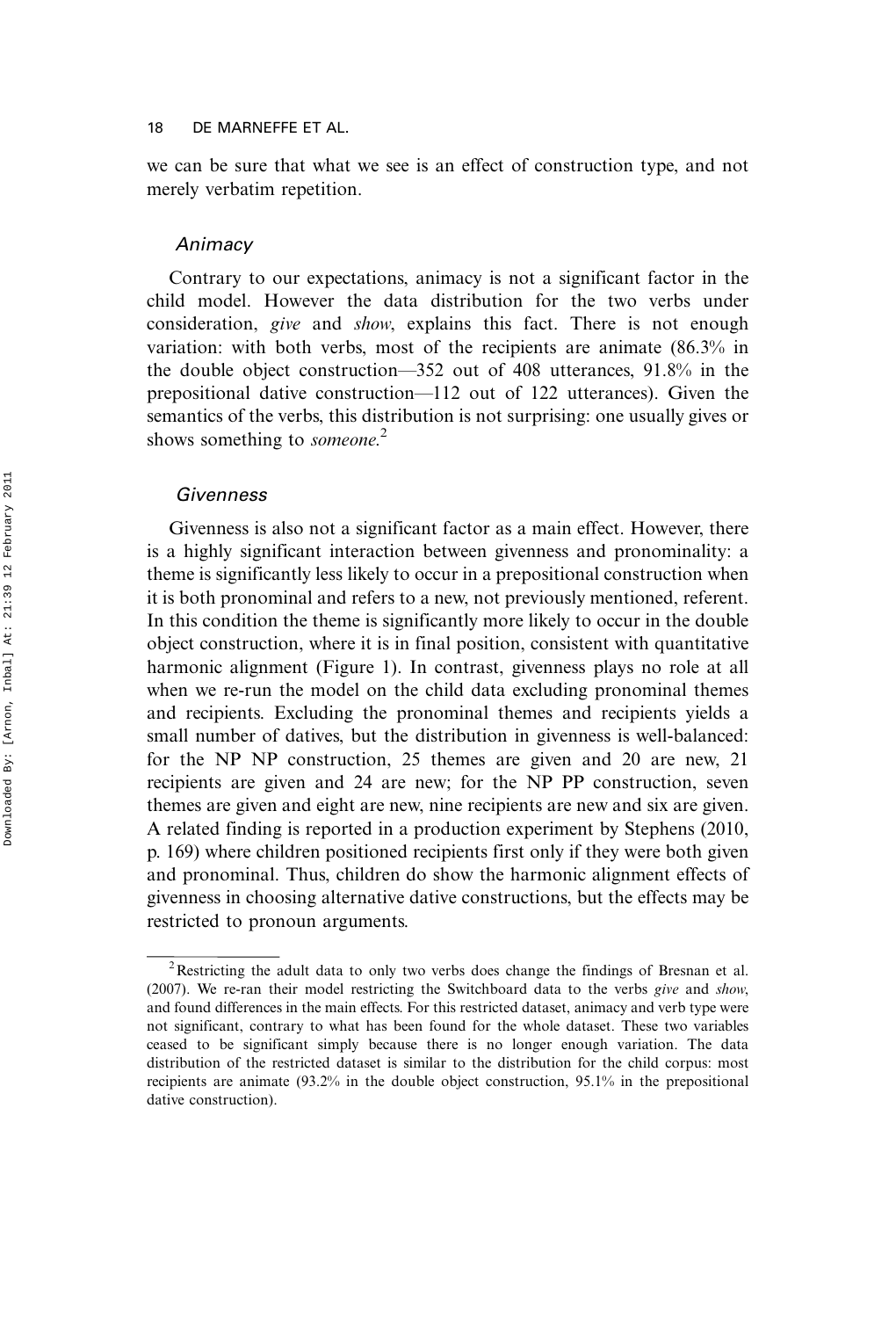we can be sure that what we see is an effect of construction type, and not merely verbatim repetition.

### *Animacy*

Contrary to our expectations, animacy is not a significant factor in the child model. However the data distribution for the two verbs under consideration, *give* and *show*, explains this fact. There is not enough variation: with both verbs, most of the recipients are animate (86.3% in the double object construction—352 out of 408 utterances, 91.8% in the prepositional dative construction—112 out of 122 utterances). Given the semantics of the verbs, this distribution is not surprising: one usually gives or shows something to *someone*.[2]

### *Givenness*

Givenness is also not a significant factor as a main effect. However, there is a highly significant interaction between givenness and pronominality: a theme is significantly less likely to occur in a prepositional construction when it is both pronominal and refers to a new, not previously mentioned, referent. In this condition the theme is significantly more likely to occur in the double object construction, where it is in final position, consistent with quantitative harmonic alignment (Figure 1). In contrast, givenness plays no role at all when we re-run the model on the child data excluding pronominal themes and recipients. Excluding the pronominal themes and recipients yields a small number of datives, but the distribution in givenness is well-balanced: for the NP NP construction, 25 themes are given and 20 are new, 21 recipients are given and 24 are new; for the NP PP construction, seven themes are given and eight are new, nine recipients are new and six are given. A related finding is reported in a production experiment by Stephens (2010, p. 169) where children positioned recipients first only if they were both given and pronominal. Thus, children do show the harmonic alignment effects of givenness in choosing alternative dative constructions, but the effects may be restricted to pronoun arguments.

---

[2] Restricting the adult data to only two verbs does change the findings of Bresnan et al. (2007). We re-ran their model restricting the Switchboard data to the verbs *give* and *show*, and found differences in the main effects. For this restricted dataset, animacy and verb type were not significant, contrary to what has been found for the whole dataset. These two variables ceased to be significant simply because there is no longer enough variation. The data distribution of the restricted dataset is similar to the distribution for the child corpus: most recipients are animate (93.2% in the double object construction, 95.1% in the prepositional dative construction).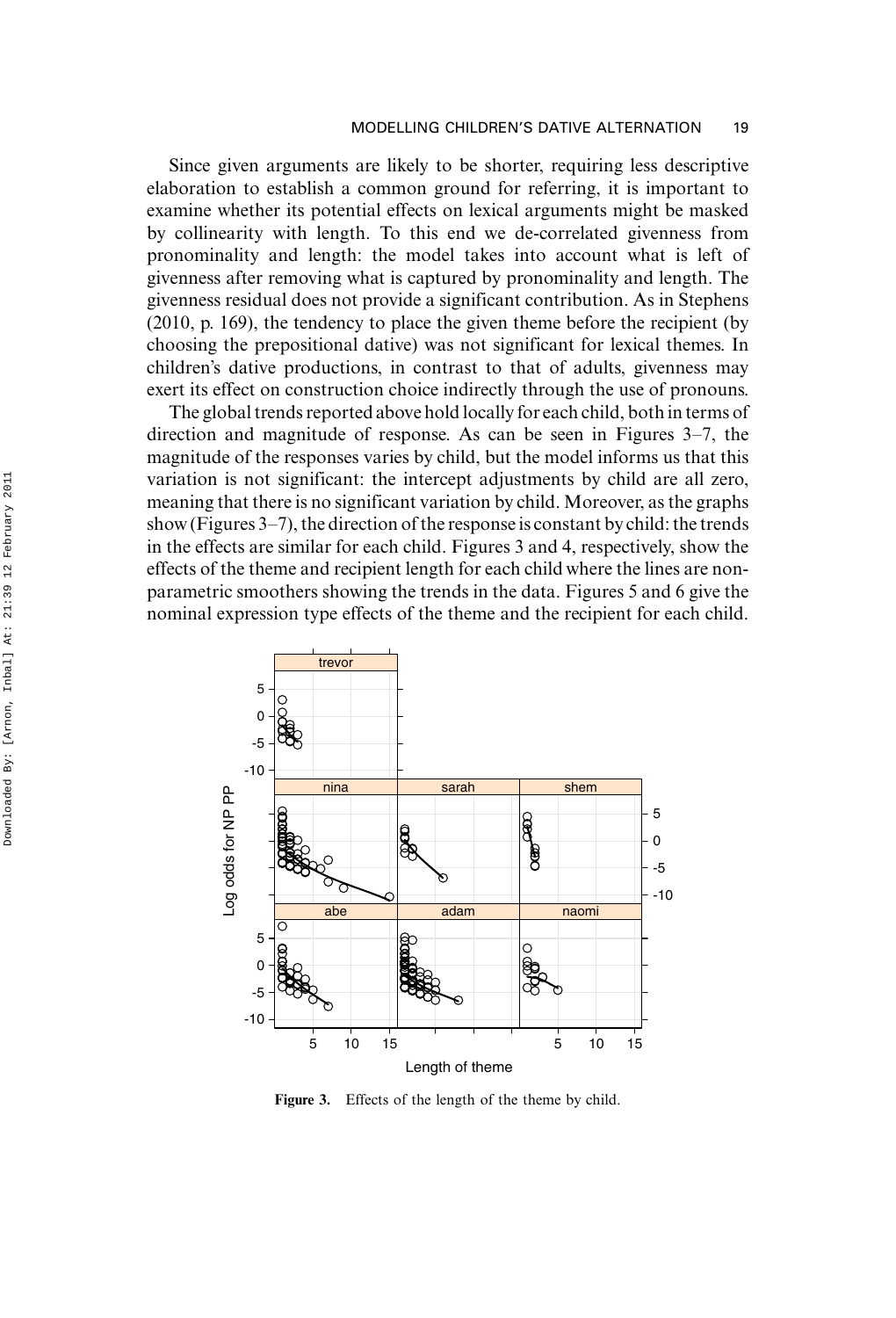Since given arguments are likely to be shorter, requiring less descriptive elaboration to establish a common ground for referring, it is important to examine whether its potential effects on lexical arguments might be masked by collinearity with length. To this end we de-correlated givenness from pronominality and length: the model takes into account what is left of givenness after removing what is captured by pronominality and length. The givenness residual does not provide a significant contribution. As in Stephens (2010, p. 169), the tendency to place the given theme before the recipient (by choosing the prepositional dative) was not significant for lexical themes. In children's dative productions, in contrast to that of adults, givenness may exert its effect on construction choice indirectly through the use of pronouns.

The global trends reported above hold locally for each child, both in terms of direction and magnitude of response. As can be seen in Figures 3–7, the magnitude of the responses varies by child, but the model informs us that this variation is not significant: the intercept adjustments by child are all zero, meaning that there is no significant variation by child. Moreover, as the graphs show (Figures 3–7), the direction of the response is constant by child: the trends in the effects are similar for each child. Figures 3 and 4, respectively, show the effects of the theme and recipient length for each child where the lines are non-parametric smoothers showing the trends in the data. Figures 5 and 6 give the nominal expression type effects of the theme and the recipient for each child.

**Figure 3.** Effects of the length of the theme by child.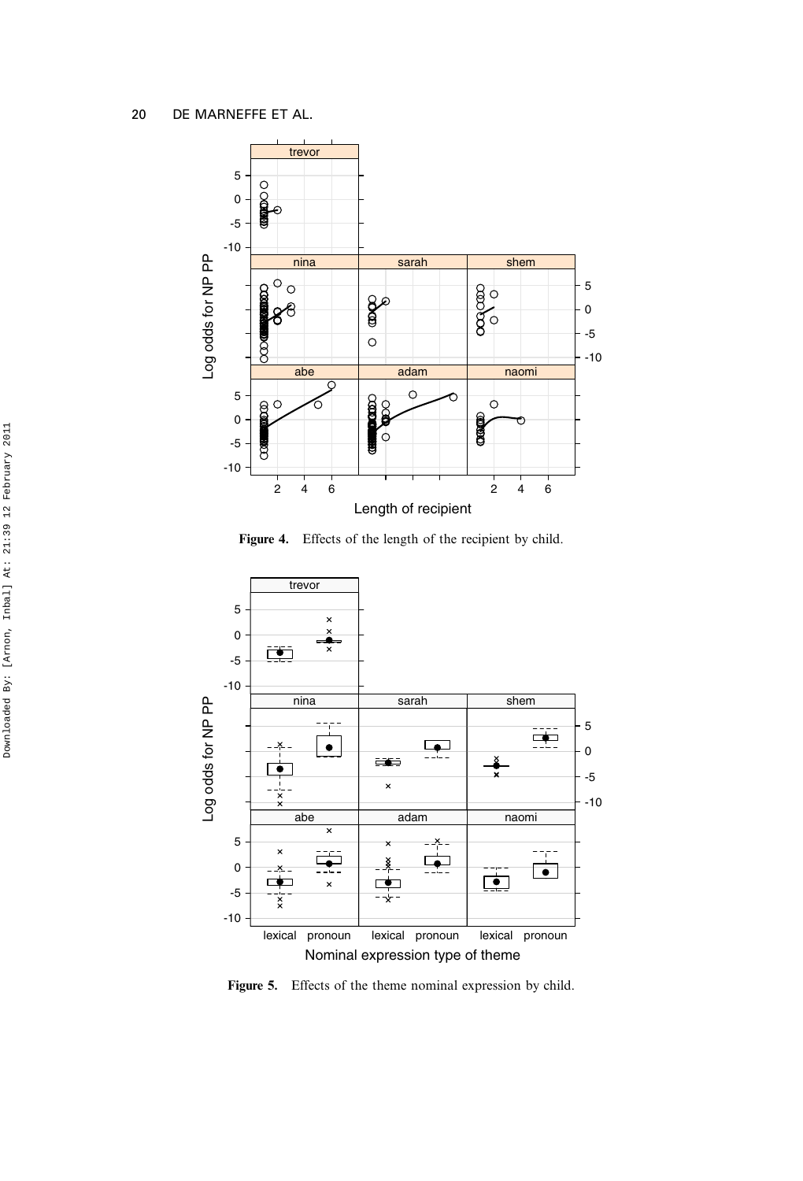**Figure 4.** Effects of the length of the recipient by child.

**Figure 5.** Effects of the theme nominal expression by child.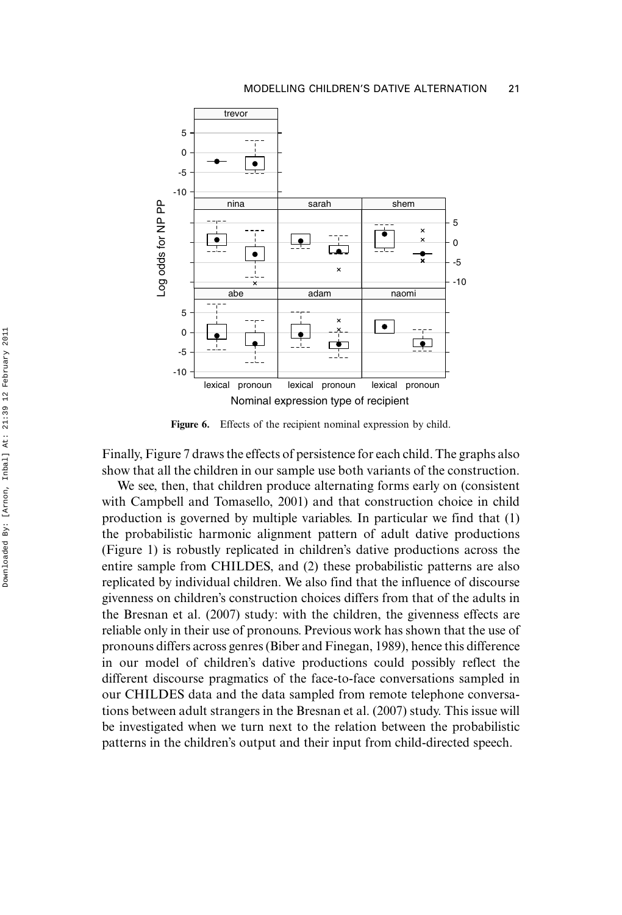Figure 6. Effects of the recipient nominal expression by child.

Finally, Figure 7 draws the effects of persistence for each child. The graphs also show that all the children in our sample use both variants of the construction.

We see, then, that children produce alternating forms early on (consistent with Campbell and Tomasello, 2001) and that construction choice in child production is governed by multiple variables. In particular we find that (1) the probabilistic harmonic alignment pattern of adult dative productions (Figure 1) is robustly replicated in children's dative productions across the entire sample from CHILDES, and (2) these probabilistic patterns are also replicated by individual children. We also find that the influence of discourse givenness on children's construction choices differs from that of the adults in the Bresnan et al. (2007) study: with the children, the givenness effects are reliable only in their use of pronouns. Previous work has shown that the use of pronouns differs across genres (Biber and Finegan, 1989), hence this difference in our model of children's dative productions could possibly reflect the different discourse pragmatics of the face-to-face conversations sampled in our CHILDES data and the data sampled from remote telephone conversations between adult strangers in the Bresnan et al. (2007) study. This issue will be investigated when we turn next to the relation between the probabilistic patterns in the children's output and their input from child-directed speech.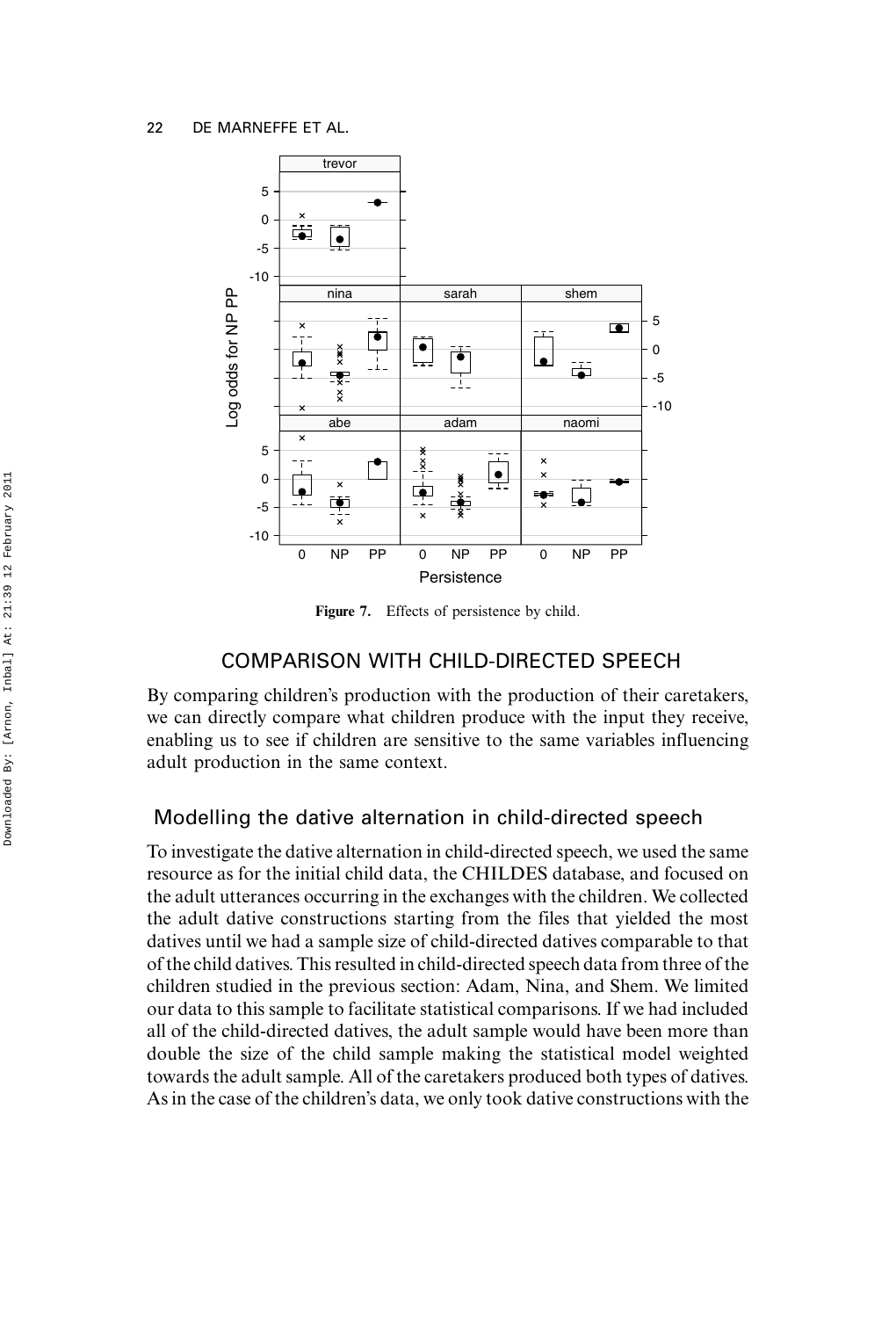Figure 7. Effects of persistence by child.

## COMPARISON WITH CHILD-DIRECTED SPEECH

By comparing children's production with the production of their caretakers, we can directly compare what children produce with the input they receive, enabling us to see if children are sensitive to the same variables influencing adult production in the same context.

### Modelling the dative alternation in child-directed speech

To investigate the dative alternation in child-directed speech, we used the same resource as for the initial child data, the CHILDES database, and focused on the adult utterances occurring in the exchanges with the children. We collected the adult dative constructions starting from the files that yielded the most datives until we had a sample size of child-directed datives comparable to that of the child datives. This resulted in child-directed speech data from three of the children studied in the previous section: Adam, Nina, and Shem. We limited our data to this sample to facilitate statistical comparisons. If we had included all of the child-directed datives, the adult sample would have been more than double the size of the child sample making the statistical model weighted towards the adult sample. All of the caretakers produced both types of datives. As in the case of the children's data, we only took dative constructions with the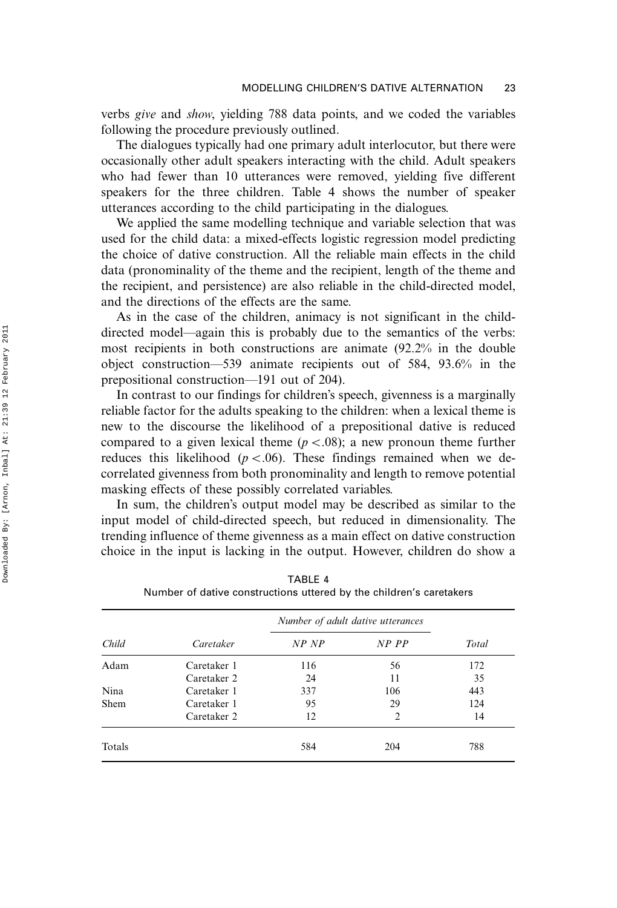verbs *give* and *show*, yielding 788 data points, and we coded the variables following the procedure previously outlined.

The dialogues typically had one primary adult interlocutor, but there were occasionally other adult speakers interacting with the child. Adult speakers who had fewer than 10 utterances were removed, yielding five different speakers for the three children. Table 4 shows the number of speaker utterances according to the child participating in the dialogues.

We applied the same modelling technique and variable selection that was used for the child data: a mixed-effects logistic regression model predicting the choice of dative construction. All the reliable main effects in the child data (pronominality of the theme and the recipient, length of the theme and the recipient, and persistence) are also reliable in the child-directed model, and the directions of the effects are the same.

As in the case of the children, animacy is not significant in the child-directed model—again this is probably due to the semantics of the verbs: most recipients in both constructions are animate (92.2% in the double object construction—539 animate recipients out of 584, 93.6% in the prepositional construction—191 out of 204).

In contrast to our findings for children's speech, givenness is a marginally reliable factor for the adults speaking to the children: when a lexical theme is new to the discourse the likelihood of a prepositional dative is reduced compared to a given lexical theme ($p < .08$); a new pronoun theme further reduces this likelihood ($p < .06$). These findings remained when we de-correlated givenness from both pronominality and length to remove potential masking effects of these possibly correlated variables.

In sum, the children's output model may be described as similar to the input model of child-directed speech, but reduced in dimensionality. The trending influence of theme givenness as a main effect on dative construction choice in the input is lacking in the output. However, children do show a

TABLE 4
Number of dative constructions uttered by the children's caretakers

| | | *Number of adult dative utterances* | | |
|---|---|---|---|---|
| *Child* | *Caretaker* | *NP NP* | *NP PP* | *Total* |
| Adam | Caretaker 1 | 116 | 56 | 172 |
| | Caretaker 2 | 24 | 11 | 35 |
| Nina | Caretaker 1 | 337 | 106 | 443 |
| Shem | Caretaker 1 | 95 | 29 | 124 |
| | Caretaker 2 | 12 | 2 | 14 |
| Totals | | 584 | 204 | 788 |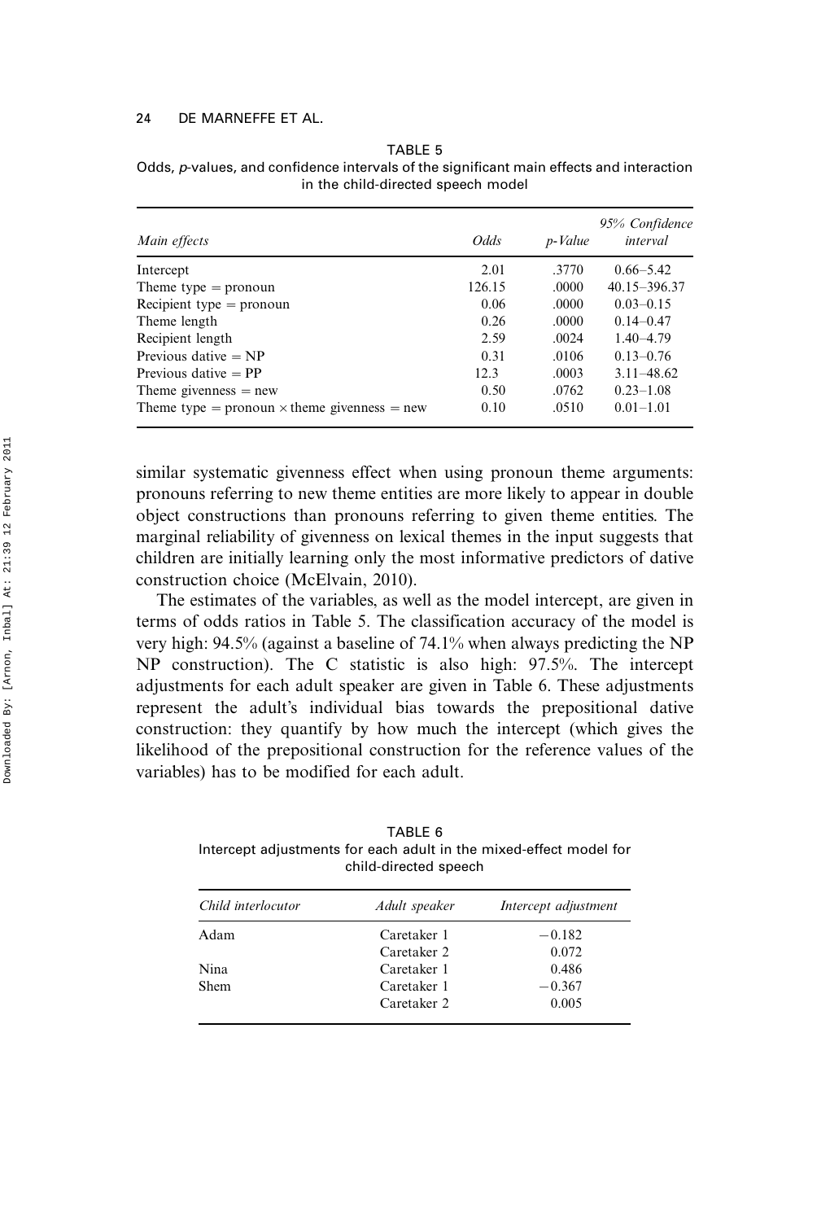TABLE 5
Odds, *p*-values, and confidence intervals of the significant main effects and interaction in the child-directed speech model

| *Main effects* | *Odds* | *p-Value* | *95% Confidence interval* |
|---|---|---|---|
| Intercept | 2.01 | .3770 | 0.66–5.42 |
| Theme type = pronoun | 126.15 | .0000 | 40.15–396.37 |
| Recipient type = pronoun | 0.06 | .0000 | 0.03–0.15 |
| Theme length | 0.26 | .0000 | 0.14–0.47 |
| Recipient length | 2.59 | .0024 | 1.40–4.79 |
| Previous dative = NP | 0.31 | .0106 | 0.13–0.76 |
| Previous dative = PP | 12.3 | .0003 | 3.11–48.62 |
| Theme givenness = new | 0.50 | .0762 | 0.23–1.08 |
| Theme type = pronoun × theme givenness = new | 0.10 | .0510 | 0.01–1.01 |

similar systematic givenness effect when using pronoun theme arguments: pronouns referring to new theme entities are more likely to appear in double object constructions than pronouns referring to given theme entities. The marginal reliability of givenness on lexical themes in the input suggests that children are initially learning only the most informative predictors of dative construction choice (McElvain, 2010).

The estimates of the variables, as well as the model intercept, are given in terms of odds ratios in Table 5. The classification accuracy of the model is very high: 94.5% (against a baseline of 74.1% when always predicting the NP NP construction). The C statistic is also high: 97.5%. The intercept adjustments for each adult speaker are given in Table 6. These adjustments represent the adult's individual bias towards the prepositional dative construction: they quantify by how much the intercept (which gives the likelihood of the prepositional construction for the reference values of the variables) has to be modified for each adult.

TABLE 6
Intercept adjustments for each adult in the mixed-effect model for child-directed speech

| *Child interlocutor* | *Adult speaker* | *Intercept adjustment* |
|---|---|---|
| Adam | Caretaker 1 | −0.182 |
| | Caretaker 2 | 0.072 |
| Nina | Caretaker 1 | 0.486 |
| Shem | Caretaker 1 | −0.367 |
| | Caretaker 2 | 0.005 |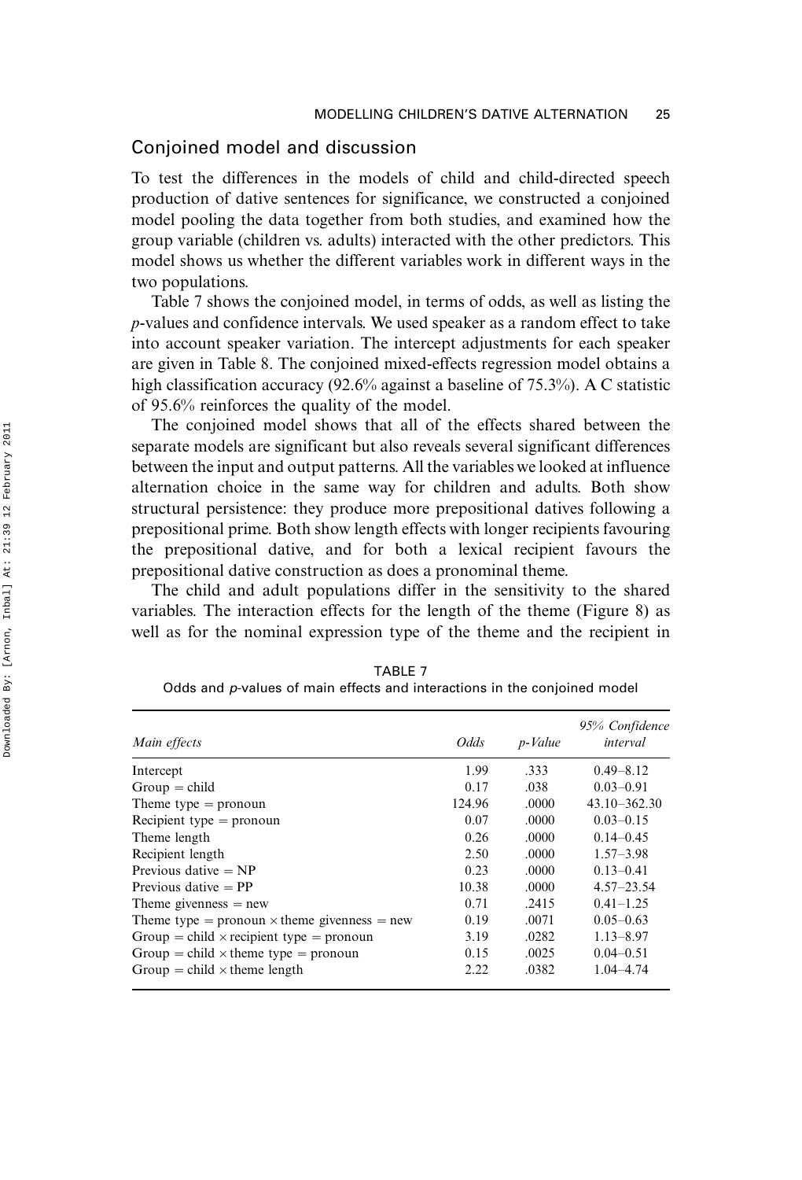## Conjoined model and discussion

To test the differences in the models of child and child-directed speech production of dative sentences for significance, we constructed a conjoined model pooling the data together from both studies, and examined how the group variable (children vs. adults) interacted with the other predictors. This model shows us whether the different variables work in different ways in the two populations.

Table 7 shows the conjoined model, in terms of odds, as well as listing the $p$-values and confidence intervals. We used speaker as a random effect to take into account speaker variation. The intercept adjustments for each speaker are given in Table 8. The conjoined mixed-effects regression model obtains a high classification accuracy (92.6% against a baseline of 75.3%). A C statistic of 95.6% reinforces the quality of the model.

The conjoined model shows that all of the effects shared between the separate models are significant but also reveals several significant differences between the input and output patterns. All the variables we looked at influence alternation choice in the same way for children and adults. Both show structural persistence: they produce more prepositional datives following a prepositional prime. Both show length effects with longer recipients favouring the prepositional dative, and for both a lexical recipient favours the prepositional dative construction as does a pronominal theme.

The child and adult populations differ in the sensitivity to the shared variables. The interaction effects for the length of the theme (Figure 8) as well as for the nominal expression type of the theme and the recipient in

TABLE 7
Odds and $p$-values of main effects and interactions in the conjoined model

| *Main effects* | *Odds* | *p-Value* | *95% Confidence interval* |
|---|---|---|---|
| Intercept | 1.99 | .333 | 0.49–8.12 |
| Group = child | 0.17 | .038 | 0.03–0.91 |
| Theme type = pronoun | 124.96 | .0000 | 43.10–362.30 |
| Recipient type = pronoun | 0.07 | .0000 | 0.03–0.15 |
| Theme length | 0.26 | .0000 | 0.14–0.45 |
| Recipient length | 2.50 | .0000 | 1.57–3.98 |
| Previous dative = NP | 0.23 | .0000 | 0.13–0.41 |
| Previous dative = PP | 10.38 | .0000 | 4.57–23.54 |
| Theme givenness = new | 0.71 | .2415 | 0.41–1.25 |
| Theme type = pronoun × theme givenness = new | 0.19 | .0071 | 0.05–0.63 |
| Group = child × recipient type = pronoun | 3.19 | .0282 | 1.13–8.97 |
| Group = child × theme type = pronoun | 0.15 | .0025 | 0.04–0.51 |
| Group = child × theme length | 2.22 | .0382 | 1.04–4.74 |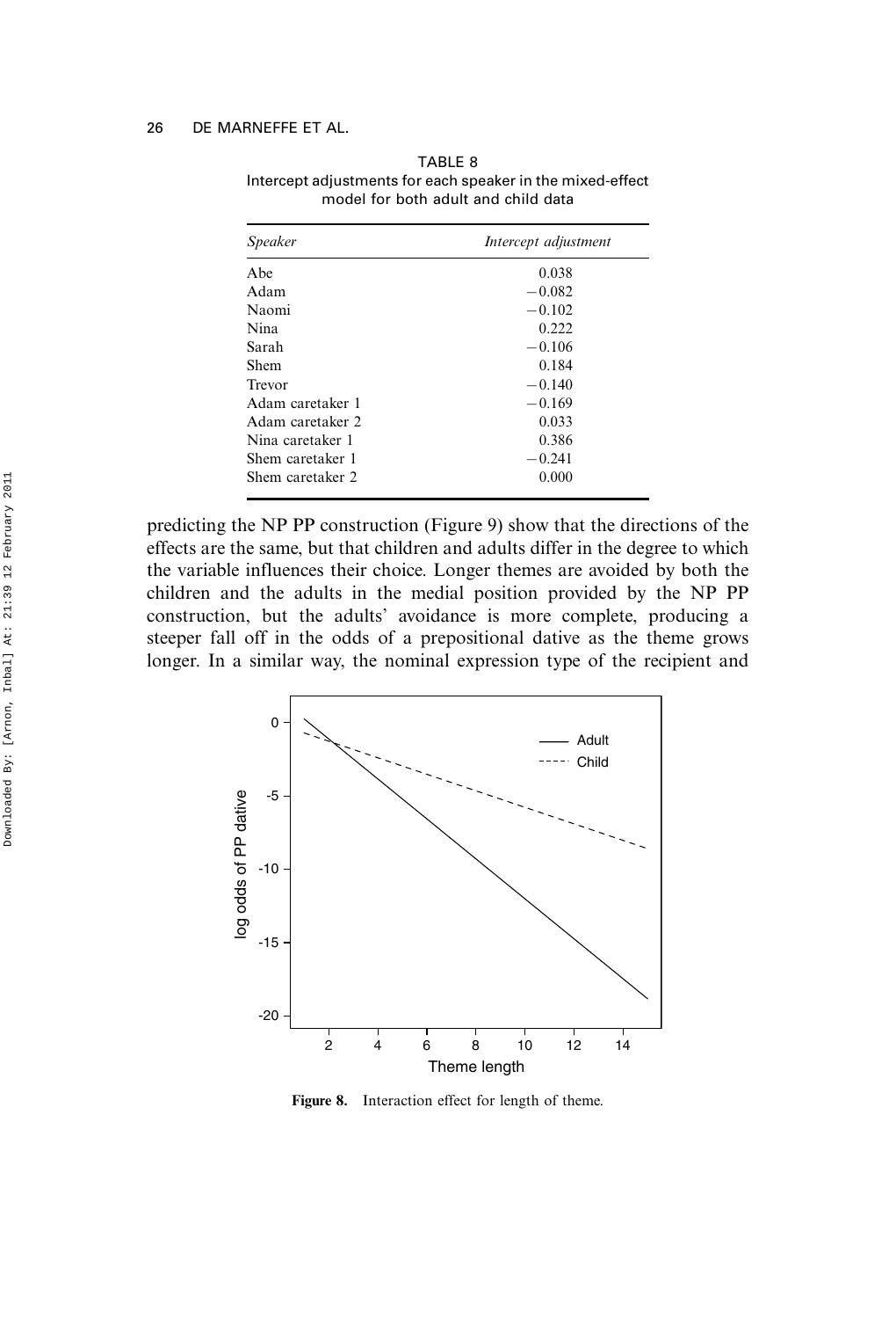TABLE 8
Intercept adjustments for each speaker in the mixed-effect model for both adult and child data

| *Speaker* | *Intercept adjustment* |
|---|---|
| Abe | 0.038 |
| Adam | −0.082 |
| Naomi | −0.102 |
| Nina | 0.222 |
| Sarah | −0.106 |
| Shem | 0.184 |
| Trevor | −0.140 |
| Adam caretaker 1 | −0.169 |
| Adam caretaker 2 | 0.033 |
| Nina caretaker 1 | 0.386 |
| Shem caretaker 1 | −0.241 |
| Shem caretaker 2 | 0.000 |

predicting the NP PP construction (Figure 9) show that the directions of the effects are the same, but that children and adults differ in the degree to which the variable influences their choice. Longer themes are avoided by both the children and the adults in the medial position provided by the NP PP construction, but the adults' avoidance is more complete, producing a steeper fall off in the odds of a prepositional dative as the theme grows longer. In a similar way, the nominal expression type of the recipient and

**Figure 8.** Interaction effect for length of theme.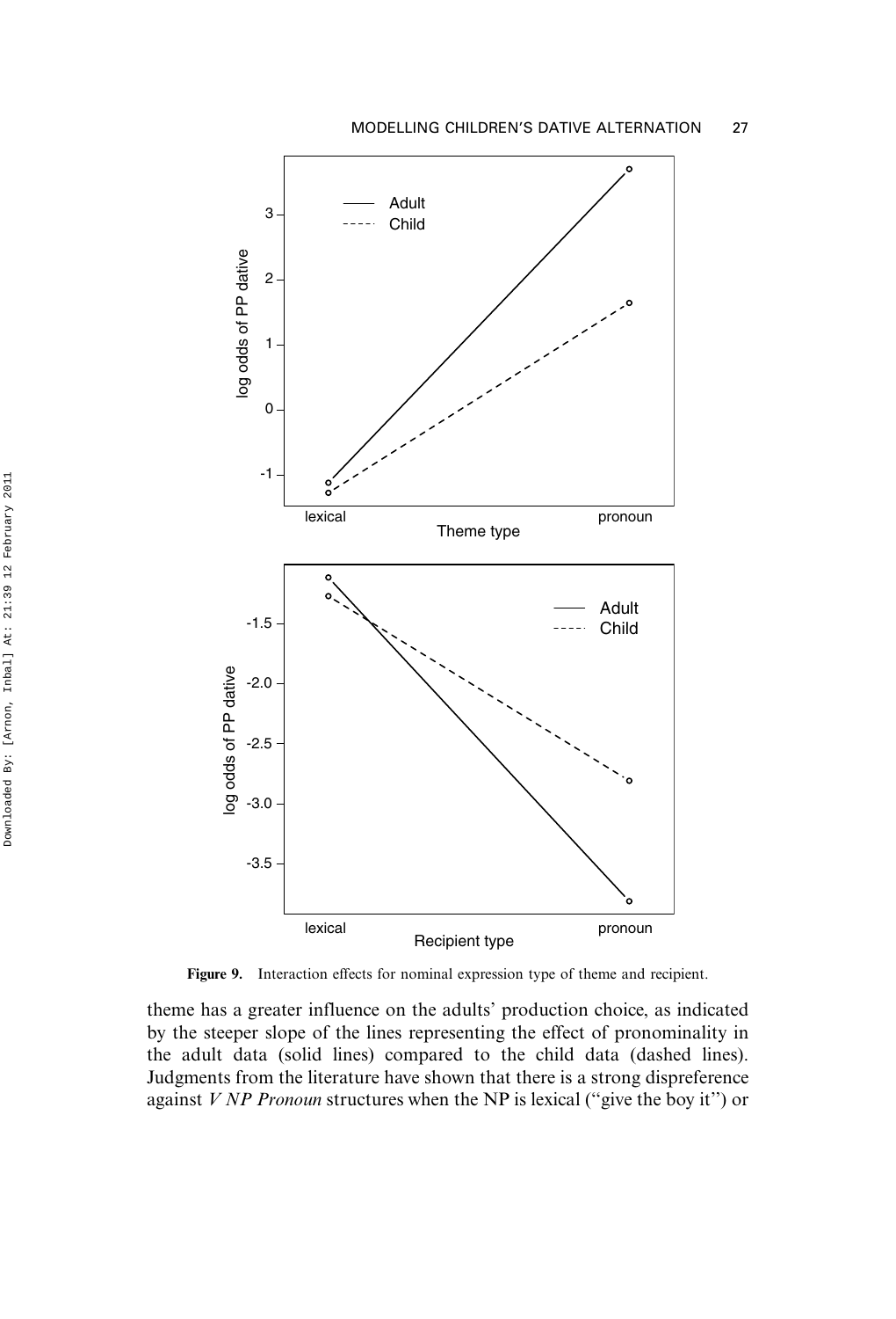**Figure 9.** Interaction effects for nominal expression type of theme and recipient.

theme has a greater influence on the adults' production choice, as indicated by the steeper slope of the lines representing the effect of pronominality in the adult data (solid lines) compared to the child data (dashed lines). Judgments from the literature have shown that there is a strong dispreference against *V NP Pronoun* structures when the NP is lexical ("give the boy it") or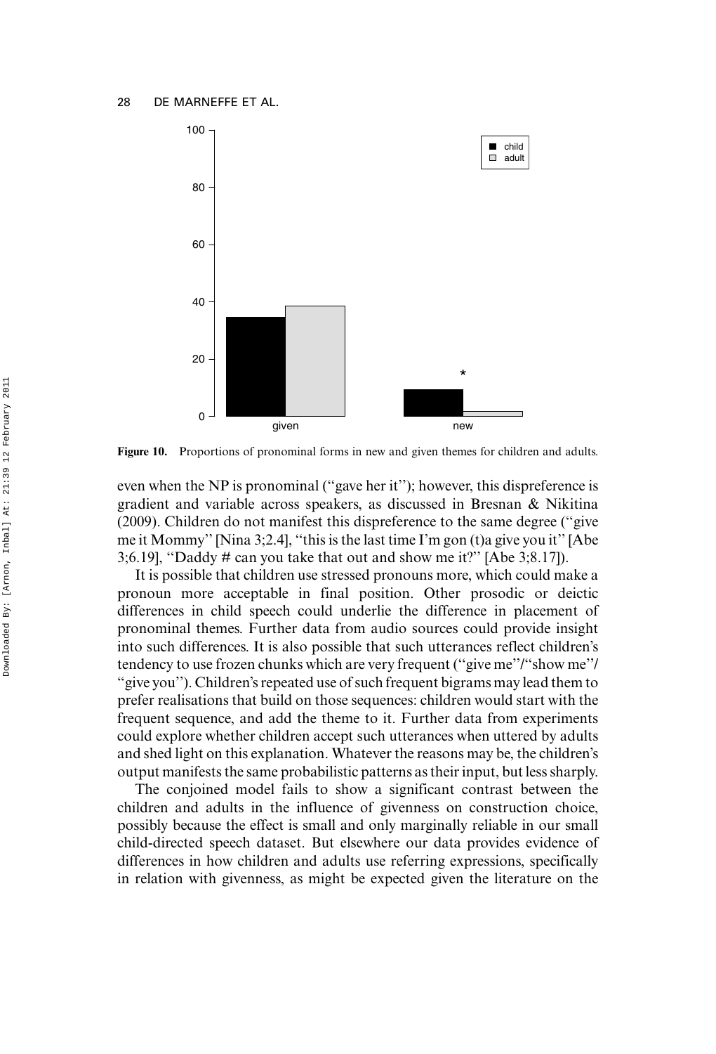Figure 10. Proportions of pronominal forms in new and given themes for children and adults.

even when the NP is pronominal ("gave her it"); however, this dispreference is gradient and variable across speakers, as discussed in Bresnan & Nikitina (2009). Children do not manifest this dispreference to the same degree ("give me it Mommy" [Nina 3;2.4], "this is the last time I'm gon (t)a give you it" [Abe 3;6.19], "Daddy # can you take that out and show me it?" [Abe 3;8.17]).

It is possible that children use stressed pronouns more, which could make a pronoun more acceptable in final position. Other prosodic or deictic differences in child speech could underlie the difference in placement of pronominal themes. Further data from audio sources could provide insight into such differences. It is also possible that such utterances reflect children's tendency to use frozen chunks which are very frequent ("give me"/"show me"/ "give you"). Children's repeated use of such frequent bigrams may lead them to prefer realisations that build on those sequences: children would start with the frequent sequence, and add the theme to it. Further data from experiments could explore whether children accept such utterances when uttered by adults and shed light on this explanation. Whatever the reasons may be, the children's output manifests the same probabilistic patterns as their input, but less sharply.

The conjoined model fails to show a significant contrast between the children and adults in the influence of givenness on construction choice, possibly because the effect is small and only marginally reliable in our small child-directed speech dataset. But elsewhere our data provides evidence of differences in how children and adults use referring expressions, specifically in relation with givenness, as might be expected given the literature on the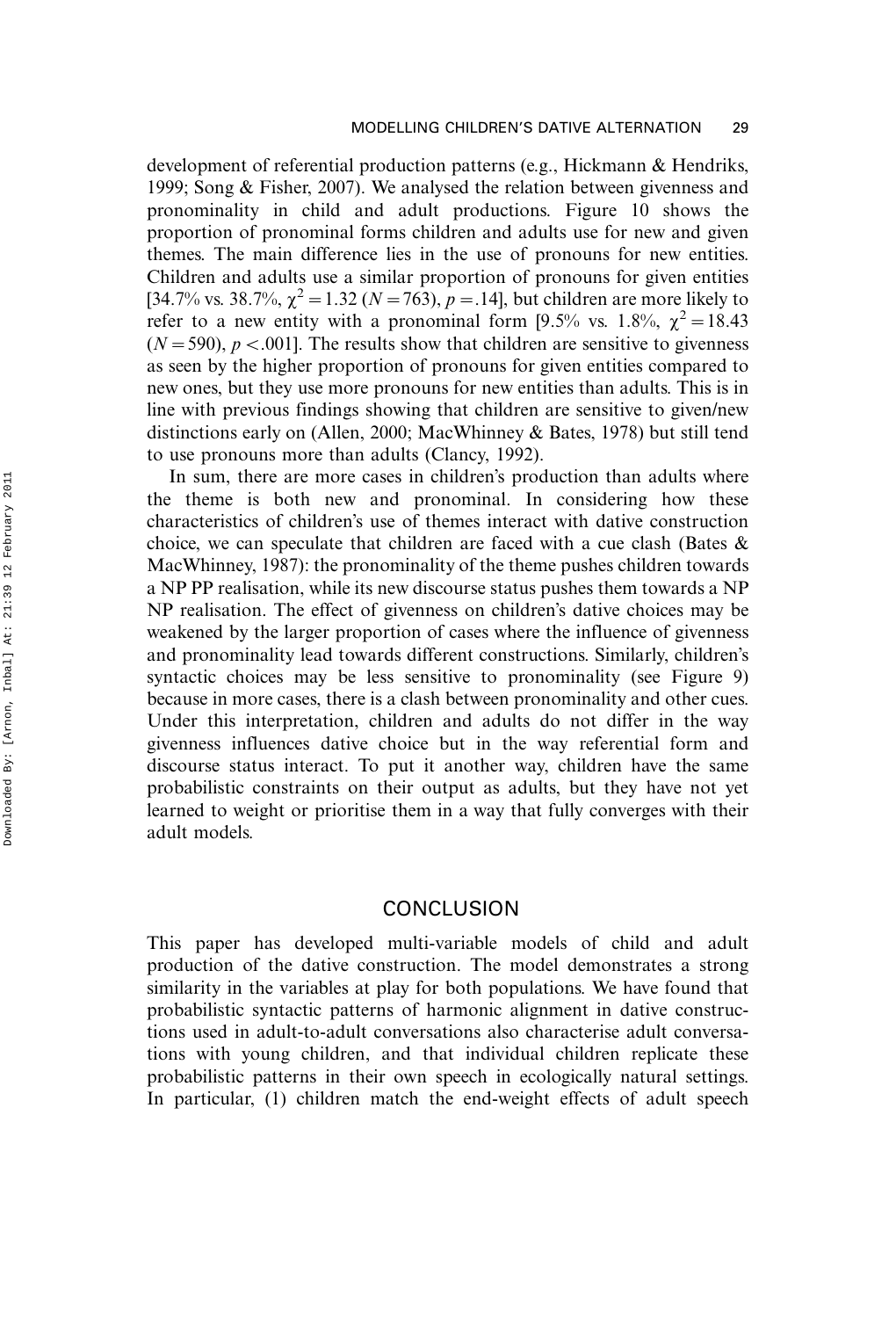development of referential production patterns (e.g., Hickmann & Hendriks, 1999; Song & Fisher, 2007). We analysed the relation between givenness and pronominality in child and adult productions. Figure 10 shows the proportion of pronominal forms children and adults use for new and given themes. The main difference lies in the use of pronouns for new entities. Children and adults use a similar proportion of pronouns for given entities [34.7% vs. 38.7%, $\chi^2 = 1.32$ ($N = 763$), $p = .14$], but children are more likely to refer to a new entity with a pronominal form [9.5% vs. 1.8%, $\chi^2 = 18.43$ ($N = 590$), $p < .001$]. The results show that children are sensitive to givenness as seen by the higher proportion of pronouns for given entities compared to new ones, but they use more pronouns for new entities than adults. This is in line with previous findings showing that children are sensitive to given/new distinctions early on (Allen, 2000; MacWhinney & Bates, 1978) but still tend to use pronouns more than adults (Clancy, 1992).

In sum, there are more cases in children's production than adults where the theme is both new and pronominal. In considering how these characteristics of children's use of themes interact with dative construction choice, we can speculate that children are faced with a cue clash (Bates & MacWhinney, 1987): the pronominality of the theme pushes children towards a NP PP realisation, while its new discourse status pushes them towards a NP NP realisation. The effect of givenness on children's dative choices may be weakened by the larger proportion of cases where the influence of givenness and pronominality lead towards different constructions. Similarly, children's syntactic choices may be less sensitive to pronominality (see Figure 9) because in more cases, there is a clash between pronominality and other cues. Under this interpretation, children and adults do not differ in the way givenness influences dative choice but in the way referential form and discourse status interact. To put it another way, children have the same probabilistic constraints on their output as adults, but they have not yet learned to weight or prioritise them in a way that fully converges with their adult models.

## CONCLUSION

This paper has developed multi-variable models of child and adult production of the dative construction. The model demonstrates a strong similarity in the variables at play for both populations. We have found that probabilistic syntactic patterns of harmonic alignment in dative constructions used in adult-to-adult conversations also characterise adult conversations with young children, and that individual children replicate these probabilistic patterns in their own speech in ecologically natural settings. In particular, (1) children match the end-weight effects of adult speech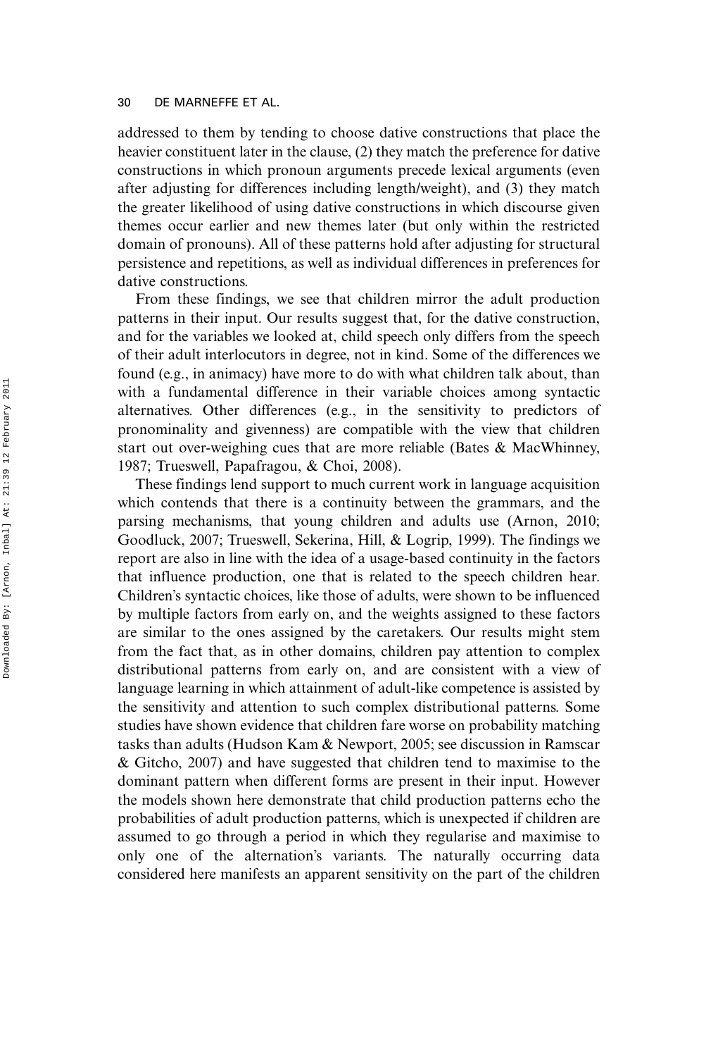addressed to them by tending to choose dative constructions that place the heavier constituent later in the clause, (2) they match the preference for dative constructions in which pronoun arguments precede lexical arguments (even after adjusting for differences including length/weight), and (3) they match the greater likelihood of using dative constructions in which discourse given themes occur earlier and new themes later (but only within the restricted domain of pronouns). All of these patterns hold after adjusting for structural persistence and repetitions, as well as individual differences in preferences for dative constructions.

From these findings, we see that children mirror the adult production patterns in their input. Our results suggest that, for the dative construction, and for the variables we looked at, child speech only differs from the speech of their adult interlocutors in degree, not in kind. Some of the differences we found (e.g., in animacy) have more to do with what children talk about, than with a fundamental difference in their variable choices among syntactic alternatives. Other differences (e.g., in the sensitivity to predictors of pronominality and givenness) are compatible with the view that children start out over-weighing cues that are more reliable (Bates & MacWhinney, 1987; Trueswell, Papafragou, & Choi, 2008).

These findings lend support to much current work in language acquisition which contends that there is a continuity between the grammars, and the parsing mechanisms, that young children and adults use (Arnon, 2010; Goodluck, 2007; Trueswell, Sekerina, Hill, & Logrip, 1999). The findings we report are also in line with the idea of a usage-based continuity in the factors that influence production, one that is related to the speech children hear. Children's syntactic choices, like those of adults, were shown to be influenced by multiple factors from early on, and the weights assigned to these factors are similar to the ones assigned by the caretakers. Our results might stem from the fact that, as in other domains, children pay attention to complex distributional patterns from early on, and are consistent with a view of language learning in which attainment of adult-like competence is assisted by the sensitivity and attention to such complex distributional patterns. Some studies have shown evidence that children fare worse on probability matching tasks than adults (Hudson Kam & Newport, 2005; see discussion in Ramscar & Gitcho, 2007) and have suggested that children tend to maximise to the dominant pattern when different forms are present in their input. However the models shown here demonstrate that child production patterns echo the probabilities of adult production patterns, which is unexpected if children are assumed to go through a period in which they regularise and maximise to only one of the alternation's variants. The naturally occurring data considered here manifests an apparent sensitivity on the part of the children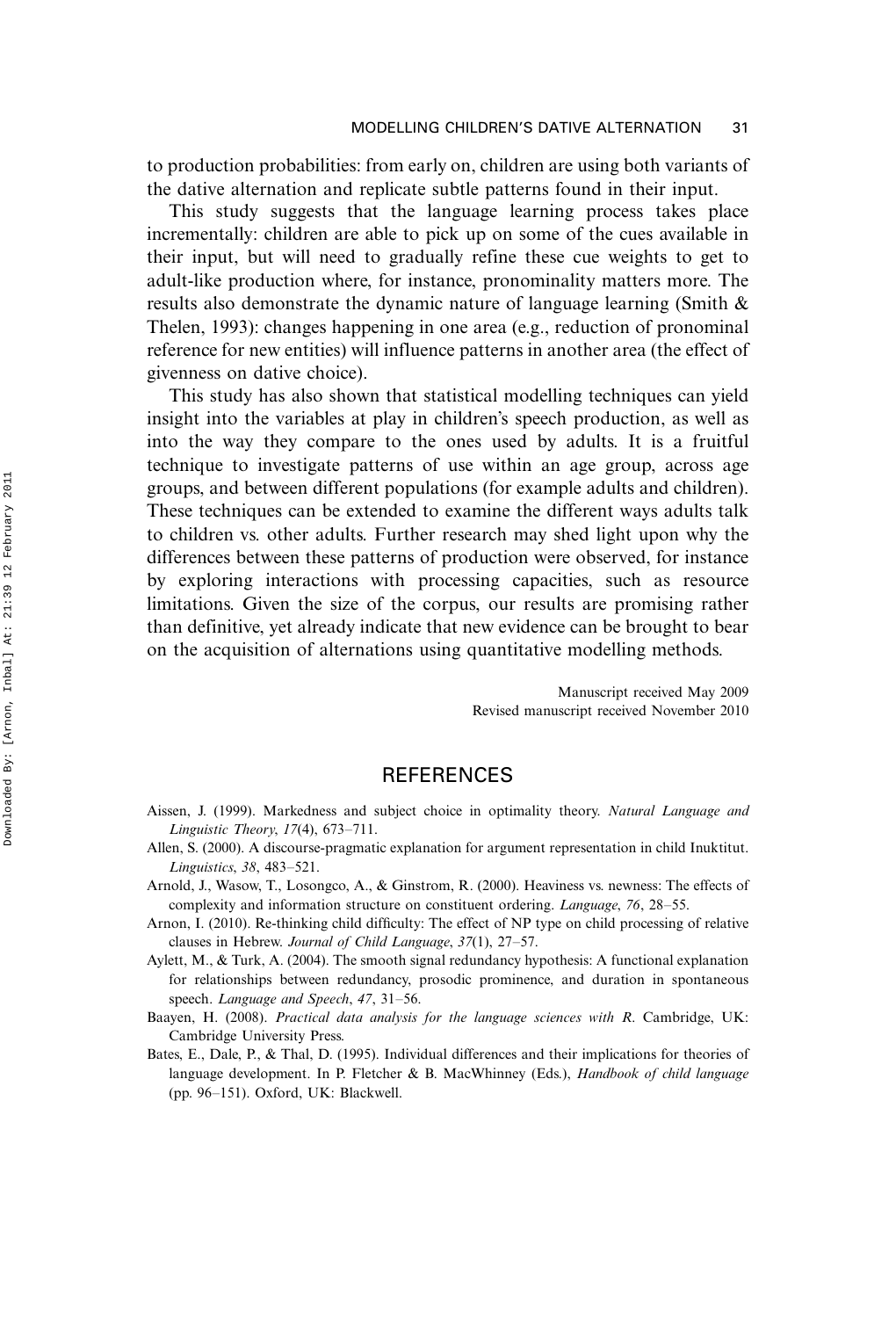to production probabilities: from early on, children are using both variants of the dative alternation and replicate subtle patterns found in their input.

This study suggests that the language learning process takes place incrementally: children are able to pick up on some of the cues available in their input, but will need to gradually refine these cue weights to get to adult-like production where, for instance, pronominality matters more. The results also demonstrate the dynamic nature of language learning (Smith & Thelen, 1993): changes happening in one area (e.g., reduction of pronominal reference for new entities) will influence patterns in another area (the effect of givenness on dative choice).

This study has also shown that statistical modelling techniques can yield insight into the variables at play in children's speech production, as well as into the way they compare to the ones used by adults. It is a fruitful technique to investigate patterns of use within an age group, across age groups, and between different populations (for example adults and children). These techniques can be extended to examine the different ways adults talk to children vs. other adults. Further research may shed light upon why the differences between these patterns of production were observed, for instance by exploring interactions with processing capacities, such as resource limitations. Given the size of the corpus, our results are promising rather than definitive, yet already indicate that new evidence can be brought to bear on the acquisition of alternations using quantitative modelling methods.

Manuscript received May 2009
Revised manuscript received November 2010

## REFERENCES

Aissen, J. (1999). Markedness and subject choice in optimality theory. *Natural Language and Linguistic Theory*, *17*(4), 673–711.

Allen, S. (2000). A discourse-pragmatic explanation for argument representation in child Inuktitut. *Linguistics*, *38*, 483–521.

Arnold, J., Wasow, T., Losongco, A., & Ginstrom, R. (2000). Heaviness vs. newness: The effects of complexity and information structure on constituent ordering. *Language*, *76*, 28–55.

Arnon, I. (2010). Re-thinking child difficulty: The effect of NP type on child processing of relative clauses in Hebrew. *Journal of Child Language*, *37*(1), 27–57.

Aylett, M., & Turk, A. (2004). The smooth signal redundancy hypothesis: A functional explanation for relationships between redundancy, prosodic prominence, and duration in spontaneous speech. *Language and Speech*, *47*, 31–56.

Baayen, H. (2008). *Practical data analysis for the language sciences with R*. Cambridge, UK: Cambridge University Press.

Bates, E., Dale, P., & Thal, D. (1995). Individual differences and their implications for theories of language development. In P. Fletcher & B. MacWhinney (Eds.), *Handbook of child language* (pp. 96–151). Oxford, UK: Blackwell.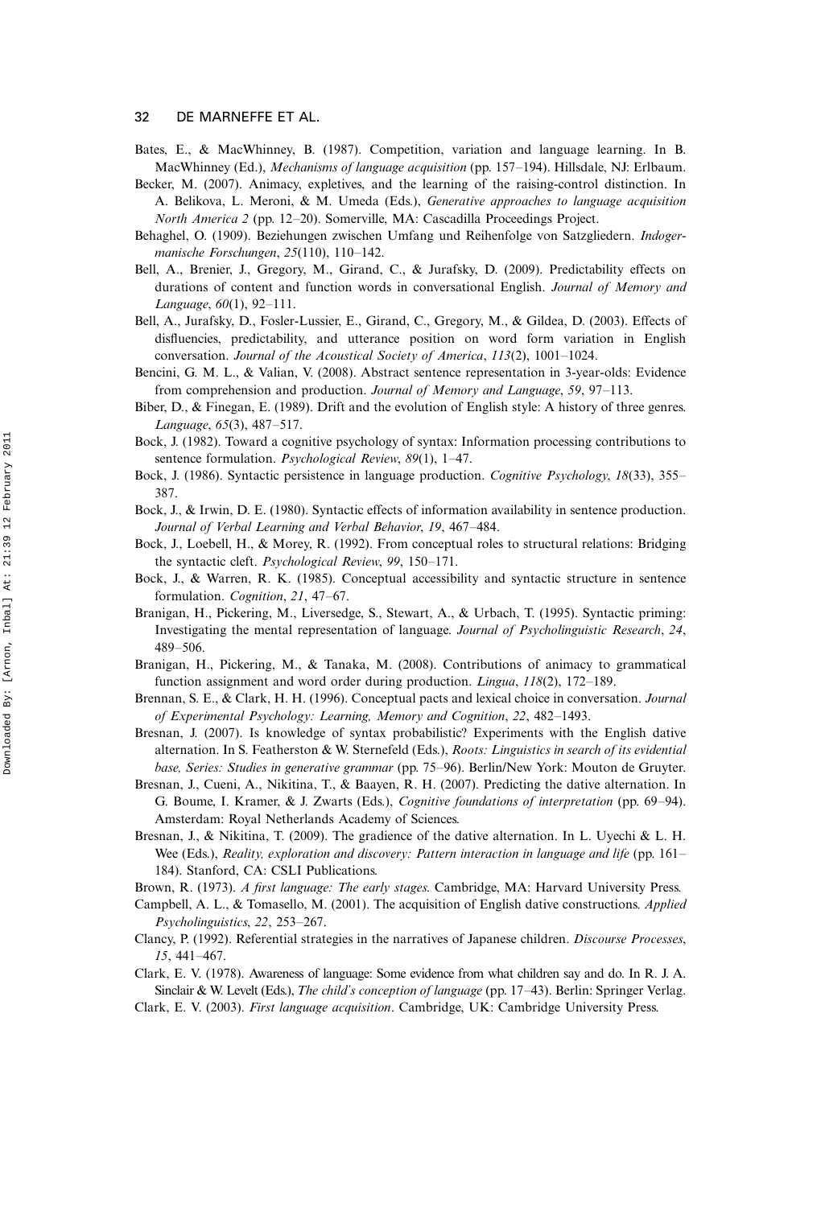Bates, E., & MacWhinney, B. (1987). Competition, variation and language learning. In B. MacWhinney (Ed.), *Mechanisms of language acquisition* (pp. 157–194). Hillsdale, NJ: Erlbaum.

Becker, M. (2007). Animacy, expletives, and the learning of the raising-control distinction. In A. Belikova, L. Meroni, & M. Umeda (Eds.), *Generative approaches to language acquisition North America 2* (pp. 12–20). Somerville, MA: Cascadilla Proceedings Project.

Behaghel, O. (1909). Beziehungen zwischen Umfang und Reihenfolge von Satzgliedern. *Indogermanische Forschungen*, *25*(110), 110–142.

Bell, A., Brenier, J., Gregory, M., Girand, C., & Jurafsky, D. (2009). Predictability effects on durations of content and function words in conversational English. *Journal of Memory and Language*, *60*(1), 92–111.

Bell, A., Jurafsky, D., Fosler-Lussier, E., Girand, C., Gregory, M., & Gildea, D. (2003). Effects of disfluencies, predictability, and utterance position on word form variation in English conversation. *Journal of the Acoustical Society of America*, *113*(2), 1001–1024.

Bencini, G. M. L., & Valian, V. (2008). Abstract sentence representation in 3-year-olds: Evidence from comprehension and production. *Journal of Memory and Language*, *59*, 97–113.

Biber, D., & Finegan, E. (1989). Drift and the evolution of English style: A history of three genres. *Language*, *65*(3), 487–517.

Bock, J. (1982). Toward a cognitive psychology of syntax: Information processing contributions to sentence formulation. *Psychological Review*, *89*(1), 1–47.

Bock, J. (1986). Syntactic persistence in language production. *Cognitive Psychology*, *18*(33), 355–387.

Bock, J., & Irwin, D. E. (1980). Syntactic effects of information availability in sentence production. *Journal of Verbal Learning and Verbal Behavior*, *19*, 467–484.

Bock, J., Loebell, H., & Morey, R. (1992). From conceptual roles to structural relations: Bridging the syntactic cleft. *Psychological Review*, *99*, 150–171.

Bock, J., & Warren, R. K. (1985). Conceptual accessibility and syntactic structure in sentence formulation. *Cognition*, *21*, 47–67.

Branigan, H., Pickering, M., Liversedge, S., Stewart, A., & Urbach, T. (1995). Syntactic priming: Investigating the mental representation of language. *Journal of Psycholinguistic Research*, *24*, 489–506.

Branigan, H., Pickering, M., & Tanaka, M. (2008). Contributions of animacy to grammatical function assignment and word order during production. *Lingua*, *118*(2), 172–189.

Brennan, S. E., & Clark, H. H. (1996). Conceptual pacts and lexical choice in conversation. *Journal of Experimental Psychology: Learning, Memory and Cognition*, *22*, 482–1493.

Bresnan, J. (2007). Is knowledge of syntax probabilistic? Experiments with the English dative alternation. In S. Featherston & W. Sternefeld (Eds.), *Roots: Linguistics in search of its evidential base, Series: Studies in generative grammar* (pp. 75–96). Berlin/New York: Mouton de Gruyter.

Bresnan, J., Cueni, A., Nikitina, T., & Baayen, R. H. (2007). Predicting the dative alternation. In G. Boume, I. Kramer, & J. Zwarts (Eds.), *Cognitive foundations of interpretation* (pp. 69–94). Amsterdam: Royal Netherlands Academy of Sciences.

Bresnan, J., & Nikitina, T. (2009). The gradience of the dative alternation. In L. Uyechi & L. H. Wee (Eds.), *Reality, exploration and discovery: Pattern interaction in language and life* (pp. 161–184). Stanford, CA: CSLI Publications.

Brown, R. (1973). *A first language: The early stages*. Cambridge, MA: Harvard University Press.

Campbell, A. L., & Tomasello, M. (2001). The acquisition of English dative constructions. *Applied Psycholinguistics*, *22*, 253–267.

Clancy, P. (1992). Referential strategies in the narratives of Japanese children. *Discourse Processes*, *15*, 441–467.

Clark, E. V. (1978). Awareness of language: Some evidence from what children say and do. In R. J. A. Sinclair & W. Levelt (Eds.), *The child's conception of language* (pp. 17–43). Berlin: Springer Verlag.

Clark, E. V. (2003). *First language acquisition*. Cambridge, UK: Cambridge University Press.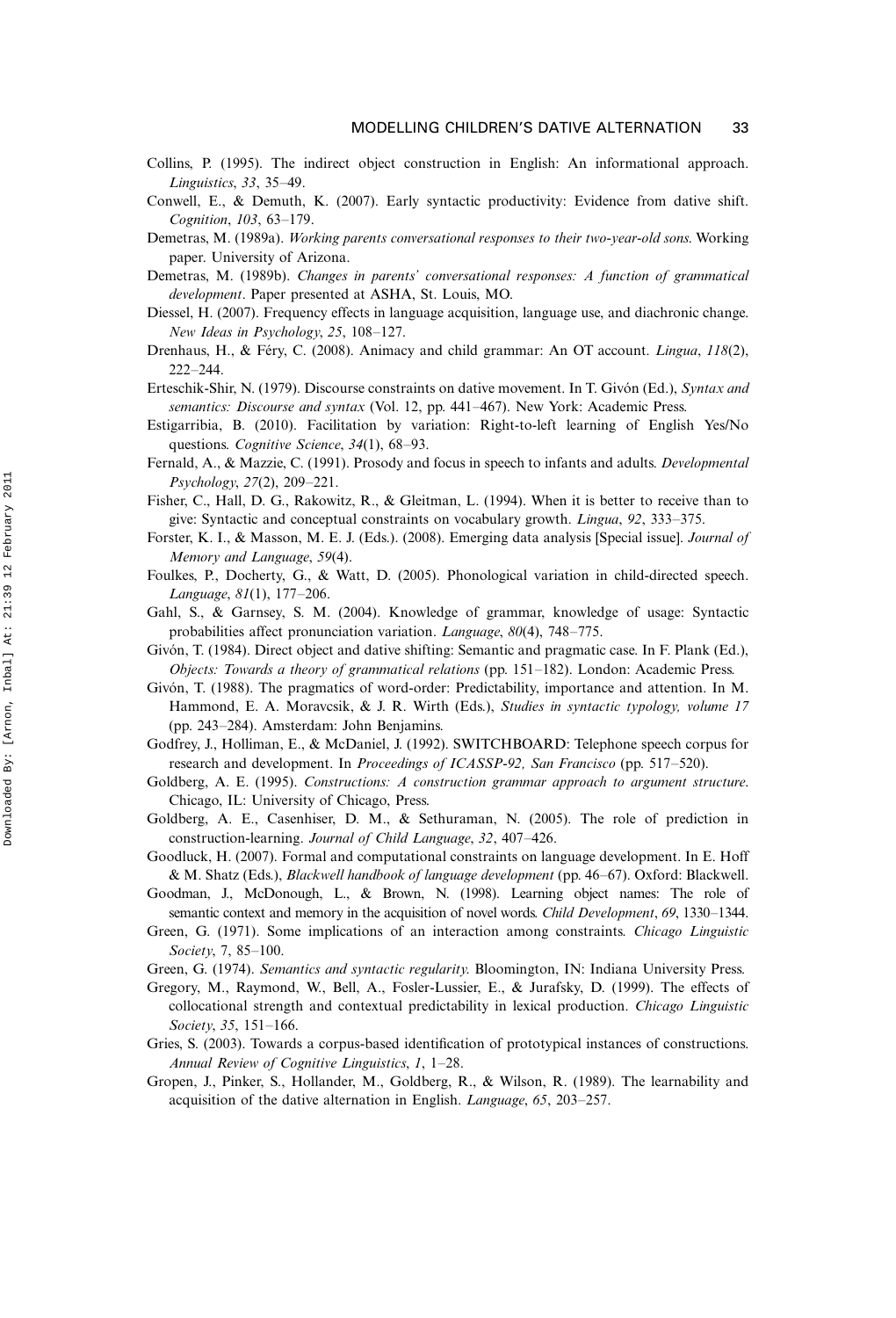Collins, P. (1995). The indirect object construction in English: An informational approach. *Linguistics*, *33*, 35–49.

Conwell, E., & Demuth, K. (2007). Early syntactic productivity: Evidence from dative shift. *Cognition*, *103*, 63–179.

Demetras, M. (1989a). *Working parents conversational responses to their two-year-old sons*. Working paper. University of Arizona.

Demetras, M. (1989b). *Changes in parents' conversational responses: A function of grammatical development*. Paper presented at ASHA, St. Louis, MO.

Diessel, H. (2007). Frequency effects in language acquisition, language use, and diachronic change. *New Ideas in Psychology*, *25*, 108–127.

Drenhaus, H., & Féry, C. (2008). Animacy and child grammar: An OT account. *Lingua*, *118*(2), 222–244.

Erteschik-Shir, N. (1979). Discourse constraints on dative movement. In T. Givón (Ed.), *Syntax and semantics: Discourse and syntax* (Vol. 12, pp. 441–467). New York: Academic Press.

Estigarribia, B. (2010). Facilitation by variation: Right-to-left learning of English Yes/No questions. *Cognitive Science*, *34*(1), 68–93.

Fernald, A., & Mazzie, C. (1991). Prosody and focus in speech to infants and adults. *Developmental Psychology*, *27*(2), 209–221.

Fisher, C., Hall, D. G., Rakowitz, R., & Gleitman, L. (1994). When it is better to receive than to give: Syntactic and conceptual constraints on vocabulary growth. *Lingua*, *92*, 333–375.

Forster, K. I., & Masson, M. E. J. (Eds.). (2008). Emerging data analysis [Special issue]. *Journal of Memory and Language*, *59*(4).

Foulkes, P., Docherty, G., & Watt, D. (2005). Phonological variation in child-directed speech. *Language*, *81*(1), 177–206.

Gahl, S., & Garnsey, S. M. (2004). Knowledge of grammar, knowledge of usage: Syntactic probabilities affect pronunciation variation. *Language*, *80*(4), 748–775.

Givón, T. (1984). Direct object and dative shifting: Semantic and pragmatic case. In F. Plank (Ed.), *Objects: Towards a theory of grammatical relations* (pp. 151–182). London: Academic Press.

Givón, T. (1988). The pragmatics of word-order: Predictability, importance and attention. In M. Hammond, E. A. Moravcsik, & J. R. Wirth (Eds.), *Studies in syntactic typology, volume 17* (pp. 243–284). Amsterdam: John Benjamins.

Godfrey, J., Holliman, E., & McDaniel, J. (1992). SWITCHBOARD: Telephone speech corpus for research and development. In *Proceedings of ICASSP-92, San Francisco* (pp. 517–520).

Goldberg, A. E. (1995). *Constructions: A construction grammar approach to argument structure*. Chicago, IL: University of Chicago, Press.

Goldberg, A. E., Casenhiser, D. M., & Sethuraman, N. (2005). The role of prediction in construction-learning. *Journal of Child Language*, *32*, 407–426.

Goodluck, H. (2007). Formal and computational constraints on language development. In E. Hoff & M. Shatz (Eds.), *Blackwell handbook of language development* (pp. 46–67). Oxford: Blackwell.

Goodman, J., McDonough, L., & Brown, N. (1998). Learning object names: The role of semantic context and memory in the acquisition of novel words. *Child Development*, *69*, 1330–1344.

Green, G. (1971). Some implications of an interaction among constraints. *Chicago Linguistic Society*, 7, 85–100.

Green, G. (1974). *Semantics and syntactic regularity*. Bloomington, IN: Indiana University Press.

Gregory, M., Raymond, W., Bell, A., Fosler-Lussier, E., & Jurafsky, D. (1999). The effects of collocational strength and contextual predictability in lexical production. *Chicago Linguistic Society*, *35*, 151–166.

Gries, S. (2003). Towards a corpus-based identification of prototypical instances of constructions. *Annual Review of Cognitive Linguistics*, *1*, 1–28.

Gropen, J., Pinker, S., Hollander, M., Goldberg, R., & Wilson, R. (1989). The learnability and acquisition of the dative alternation in English. *Language*, *65*, 203–257.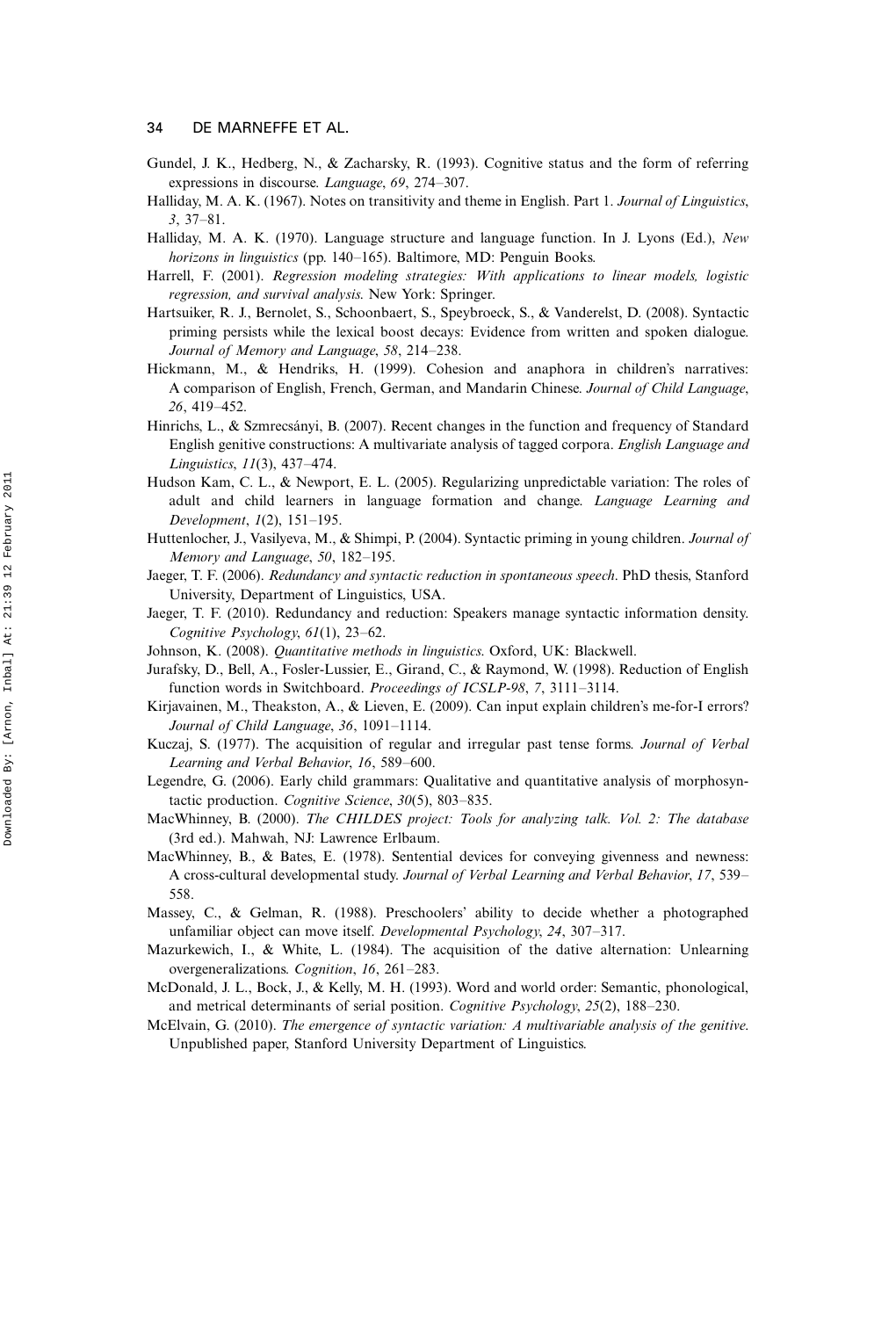Gundel, J. K., Hedberg, N., & Zacharsky, R. (1993). Cognitive status and the form of referring expressions in discourse. *Language*, *69*, 274–307.

Halliday, M. A. K. (1967). Notes on transitivity and theme in English. Part 1. *Journal of Linguistics*, *3*, 37–81.

Halliday, M. A. K. (1970). Language structure and language function. In J. Lyons (Ed.), *New horizons in linguistics* (pp. 140–165). Baltimore, MD: Penguin Books.

Harrell, F. (2001). *Regression modeling strategies: With applications to linear models, logistic regression, and survival analysis.* New York: Springer.

Hartsuiker, R. J., Bernolet, S., Schoonbaert, S., Speybroeck, S., & Vanderelst, D. (2008). Syntactic priming persists while the lexical boost decays: Evidence from written and spoken dialogue. *Journal of Memory and Language*, *58*, 214–238.

Hickmann, M., & Hendriks, H. (1999). Cohesion and anaphora in children's narratives: A comparison of English, French, German, and Mandarin Chinese. *Journal of Child Language*, *26*, 419–452.

Hinrichs, L., & Szmrecsányi, B. (2007). Recent changes in the function and frequency of Standard English genitive constructions: A multivariate analysis of tagged corpora. *English Language and Linguistics*, *11*(3), 437–474.

Hudson Kam, C. L., & Newport, E. L. (2005). Regularizing unpredictable variation: The roles of adult and child learners in language formation and change. *Language Learning and Development*, *1*(2), 151–195.

Huttenlocher, J., Vasilyeva, M., & Shimpi, P. (2004). Syntactic priming in young children. *Journal of Memory and Language*, *50*, 182–195.

Jaeger, T. F. (2006). *Redundancy and syntactic reduction in spontaneous speech*. PhD thesis, Stanford University, Department of Linguistics, USA.

Jaeger, T. F. (2010). Redundancy and reduction: Speakers manage syntactic information density. *Cognitive Psychology*, *61*(1), 23–62.

Johnson, K. (2008). *Quantitative methods in linguistics.* Oxford, UK: Blackwell.

Jurafsky, D., Bell, A., Fosler-Lussier, E., Girand, C., & Raymond, W. (1998). Reduction of English function words in Switchboard. *Proceedings of ICSLP-98*, *7*, 3111–3114.

Kirjavainen, M., Theakston, A., & Lieven, E. (2009). Can input explain children's me-for-I errors? *Journal of Child Language*, *36*, 1091–1114.

Kuczaj, S. (1977). The acquisition of regular and irregular past tense forms. *Journal of Verbal Learning and Verbal Behavior*, *16*, 589–600.

Legendre, G. (2006). Early child grammars: Qualitative and quantitative analysis of morphosyntactic production. *Cognitive Science*, *30*(5), 803–835.

MacWhinney, B. (2000). *The CHILDES project: Tools for analyzing talk. Vol. 2: The database* (3rd ed.). Mahwah, NJ: Lawrence Erlbaum.

MacWhinney, B., & Bates, E. (1978). Sentential devices for conveying givenness and newness: A cross-cultural developmental study. *Journal of Verbal Learning and Verbal Behavior*, *17*, 539–558.

Massey, C., & Gelman, R. (1988). Preschoolers' ability to decide whether a photographed unfamiliar object can move itself. *Developmental Psychology*, *24*, 307–317.

Mazurkewich, I., & White, L. (1984). The acquisition of the dative alternation: Unlearning overgeneralizations. *Cognition*, *16*, 261–283.

McDonald, J. L., Bock, J., & Kelly, M. H. (1993). Word and world order: Semantic, phonological, and metrical determinants of serial position. *Cognitive Psychology*, *25*(2), 188–230.

McElvain, G. (2010). *The emergence of syntactic variation: A multivariable analysis of the genitive.* Unpublished paper, Stanford University Department of Linguistics.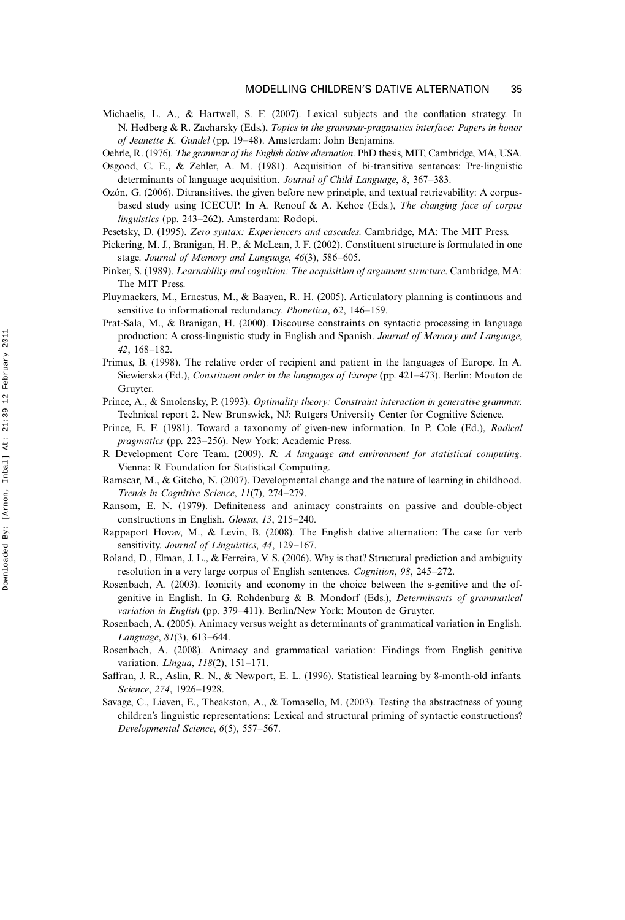Michaelis, L. A., & Hartwell, S. F. (2007). Lexical subjects and the conflation strategy. In N. Hedberg & R. Zacharsky (Eds.), *Topics in the grammar-pragmatics interface: Papers in honor of Jeanette K. Gundel* (pp. 19–48). Amsterdam: John Benjamins.

Oehrle, R. (1976). *The grammar of the English dative alternation*. PhD thesis, MIT, Cambridge, MA, USA.

Osgood, C. E., & Zehler, A. M. (1981). Acquisition of bi-transitive sentences: Pre-linguistic determinants of language acquisition. *Journal of Child Language*, *8*, 367–383.

Ozón, G. (2006). Ditransitives, the given before new principle, and textual retrievability: A corpus-based study using ICECUP. In A. Renouf & A. Kehoe (Eds.), *The changing face of corpus linguistics* (pp. 243–262). Amsterdam: Rodopi.

Pesetsky, D. (1995). *Zero syntax: Experiencers and cascades*. Cambridge, MA: The MIT Press.

Pickering, M. J., Branigan, H. P., & McLean, J. F. (2002). Constituent structure is formulated in one stage. *Journal of Memory and Language*, *46*(3), 586–605.

Pinker, S. (1989). *Learnability and cognition: The acquisition of argument structure*. Cambridge, MA: The MIT Press.

Pluymaekers, M., Ernestus, M., & Baayen, R. H. (2005). Articulatory planning is continuous and sensitive to informational redundancy. *Phonetica*, *62*, 146–159.

Prat-Sala, M., & Branigan, H. (2000). Discourse constraints on syntactic processing in language production: A cross-linguistic study in English and Spanish. *Journal of Memory and Language*, *42*, 168–182.

Primus, B. (1998). The relative order of recipient and patient in the languages of Europe. In A. Siewierska (Ed.), *Constituent order in the languages of Europe* (pp. 421–473). Berlin: Mouton de Gruyter.

Prince, A., & Smolensky, P. (1993). *Optimality theory: Constraint interaction in generative grammar.* Technical report 2. New Brunswick, NJ: Rutgers University Center for Cognitive Science.

Prince, E. F. (1981). Toward a taxonomy of given-new information. In P. Cole (Ed.), *Radical pragmatics* (pp. 223–256). New York: Academic Press.

R Development Core Team. (2009). *R: A language and environment for statistical computing*. Vienna: R Foundation for Statistical Computing.

Ramscar, M., & Gitcho, N. (2007). Developmental change and the nature of learning in childhood. *Trends in Cognitive Science*, *11*(7), 274–279.

Ransom, E. N. (1979). Definiteness and animacy constraints on passive and double-object constructions in English. *Glossa*, *13*, 215–240.

Rappaport Hovav, M., & Levin, B. (2008). The English dative alternation: The case for verb sensitivity. *Journal of Linguistics*, *44*, 129–167.

Roland, D., Elman, J. L., & Ferreira, V. S. (2006). Why is that? Structural prediction and ambiguity resolution in a very large corpus of English sentences. *Cognition*, *98*, 245–272.

Rosenbach, A. (2003). Iconicity and economy in the choice between the s-genitive and the of-genitive in English. In G. Rohdenburg & B. Mondorf (Eds.), *Determinants of grammatical variation in English* (pp. 379–411). Berlin/New York: Mouton de Gruyter.

Rosenbach, A. (2005). Animacy versus weight as determinants of grammatical variation in English. *Language*, *81*(3), 613–644.

Rosenbach, A. (2008). Animacy and grammatical variation: Findings from English genitive variation. *Lingua*, *118*(2), 151–171.

Saffran, J. R., Aslin, R. N., & Newport, E. L. (1996). Statistical learning by 8-month-old infants. *Science*, *274*, 1926–1928.

Savage, C., Lieven, E., Theakston, A., & Tomasello, M. (2003). Testing the abstractness of young children's linguistic representations: Lexical and structural priming of syntactic constructions? *Developmental Science*, *6*(5), 557–567.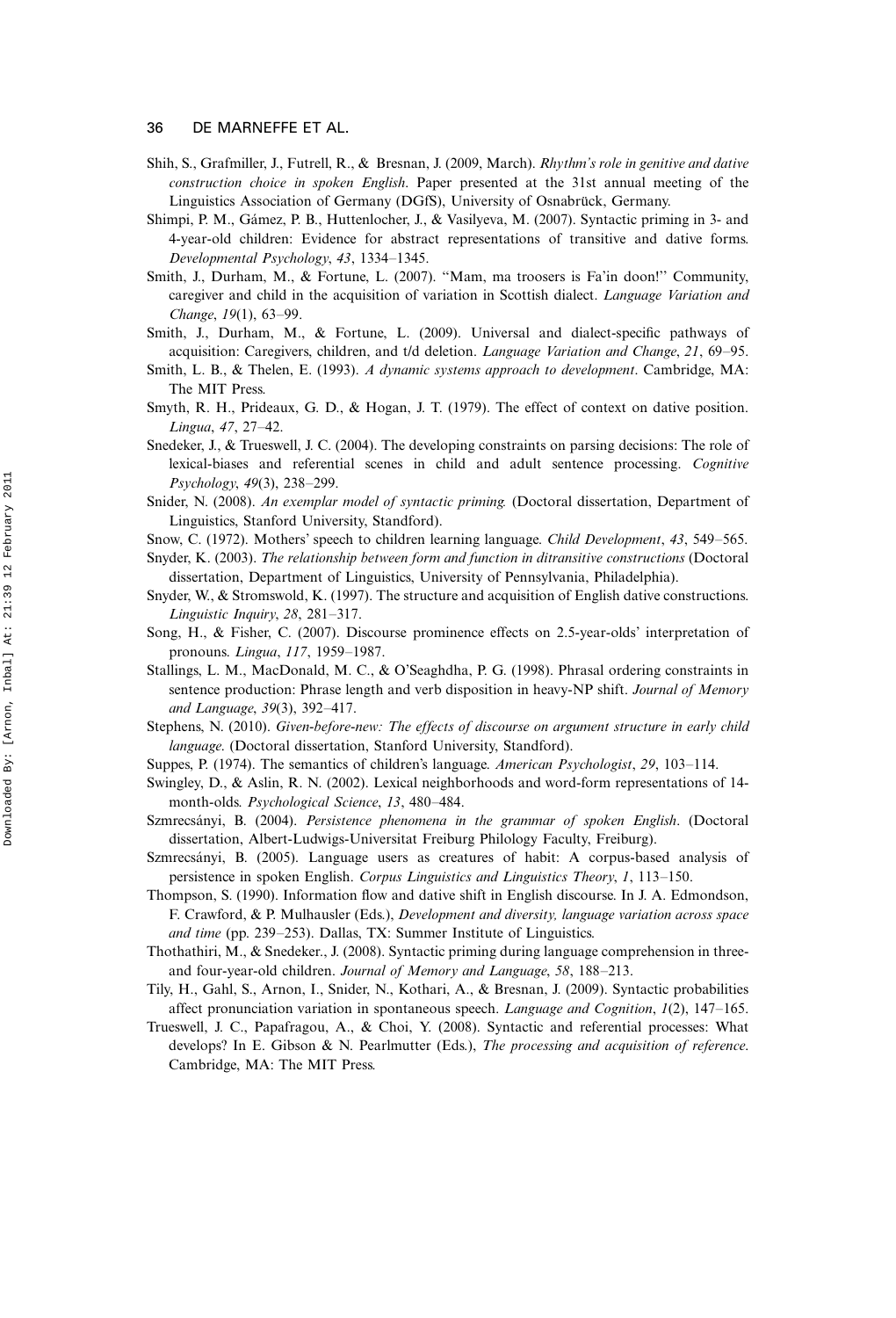Shih, S., Grafmiller, J., Futrell, R., & Bresnan, J. (2009, March). *Rhythm's role in genitive and dative construction choice in spoken English*. Paper presented at the 31st annual meeting of the Linguistics Association of Germany (DGfS), University of Osnabrück, Germany.

Shimpi, P. M., Gámez, P. B., Huttenlocher, J., & Vasilyeva, M. (2007). Syntactic priming in 3- and 4-year-old children: Evidence for abstract representations of transitive and dative forms. *Developmental Psychology*, *43*, 1334–1345.

Smith, J., Durham, M., & Fortune, L. (2007). "Mam, ma troosers is Fa'in doon!" Community, caregiver and child in the acquisition of variation in Scottish dialect. *Language Variation and Change*, *19*(1), 63–99.

Smith, J., Durham, M., & Fortune, L. (2009). Universal and dialect-specific pathways of acquisition: Caregivers, children, and t/d deletion. *Language Variation and Change*, *21*, 69–95.

Smith, L. B., & Thelen, E. (1993). *A dynamic systems approach to development*. Cambridge, MA: The MIT Press.

Smyth, R. H., Prideaux, G. D., & Hogan, J. T. (1979). The effect of context on dative position. *Lingua*, *47*, 27–42.

Snedeker, J., & Trueswell, J. C. (2004). The developing constraints on parsing decisions: The role of lexical-biases and referential scenes in child and adult sentence processing. *Cognitive Psychology*, *49*(3), 238–299.

Snider, N. (2008). *An exemplar model of syntactic priming*. (Doctoral dissertation, Department of Linguistics, Stanford University, Standford).

Snow, C. (1972). Mothers' speech to children learning language. *Child Development*, *43*, 549–565.

Snyder, K. (2003). *The relationship between form and function in ditransitive constructions* (Doctoral dissertation, Department of Linguistics, University of Pennsylvania, Philadelphia).

Snyder, W., & Stromswold, K. (1997). The structure and acquisition of English dative constructions. *Linguistic Inquiry*, *28*, 281–317.

Song, H., & Fisher, C. (2007). Discourse prominence effects on 2.5-year-olds' interpretation of pronouns. *Lingua*, *117*, 1959–1987.

Stallings, L. M., MacDonald, M. C., & O'Seaghdha, P. G. (1998). Phrasal ordering constraints in sentence production: Phrase length and verb disposition in heavy-NP shift. *Journal of Memory and Language*, *39*(3), 392–417.

Stephens, N. (2010). *Given-before-new: The effects of discourse on argument structure in early child language*. (Doctoral dissertation, Stanford University, Standford).

Suppes, P. (1974). The semantics of children's language. *American Psychologist*, *29*, 103–114.

Swingley, D., & Aslin, R. N. (2002). Lexical neighborhoods and word-form representations of 14-month-olds. *Psychological Science*, *13*, 480–484.

Szmrecsányi, B. (2004). *Persistence phenomena in the grammar of spoken English*. (Doctoral dissertation, Albert-Ludwigs-Universitat Freiburg Philology Faculty, Freiburg).

Szmrecsányi, B. (2005). Language users as creatures of habit: A corpus-based analysis of persistence in spoken English. *Corpus Linguistics and Linguistics Theory*, *1*, 113–150.

Thompson, S. (1990). Information flow and dative shift in English discourse. In J. A. Edmondson, F. Crawford, & P. Mulhausler (Eds.), *Development and diversity, language variation across space and time* (pp. 239–253). Dallas, TX: Summer Institute of Linguistics.

Thothathiri, M., & Snedeker., J. (2008). Syntactic priming during language comprehension in three- and four-year-old children. *Journal of Memory and Language*, *58*, 188–213.

Tily, H., Gahl, S., Arnon, I., Snider, N., Kothari, A., & Bresnan, J. (2009). Syntactic probabilities affect pronunciation variation in spontaneous speech. *Language and Cognition*, *1*(2), 147–165.

Trueswell, J. C., Papafragou, A., & Choi, Y. (2008). Syntactic and referential processes: What develops? In E. Gibson & N. Pearlmutter (Eds.), *The processing and acquisition of reference*. Cambridge, MA: The MIT Press.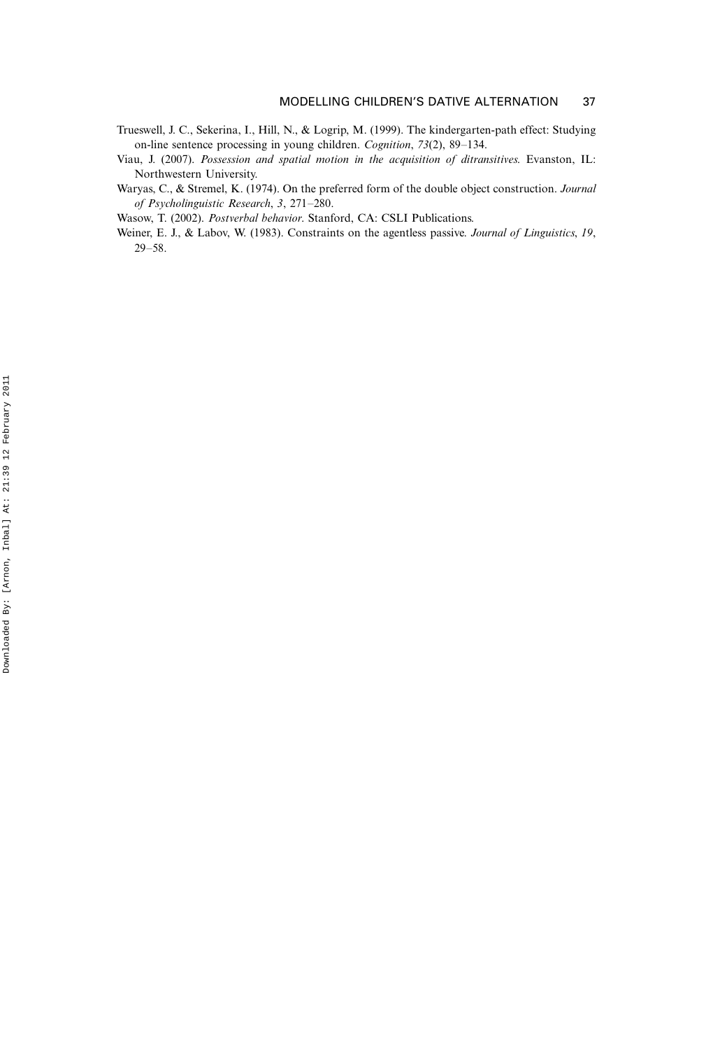Trueswell, J. C., Sekerina, I., Hill, N., & Logrip, M. (1999). The kindergarten-path effect: Studying on-line sentence processing in young children. *Cognition*, *73*(2), 89–134.

Viau, J. (2007). *Possession and spatial motion in the acquisition of ditransitives*. Evanston, IL: Northwestern University.

Waryas, C., & Stremel, K. (1974). On the preferred form of the double object construction. *Journal of Psycholinguistic Research*, *3*, 271–280.

Wasow, T. (2002). *Postverbal behavior*. Stanford, CA: CSLI Publications.

Weiner, E. J., & Labov, W. (1983). Constraints on the agentless passive. *Journal of Linguistics*, *19*, 29–58.